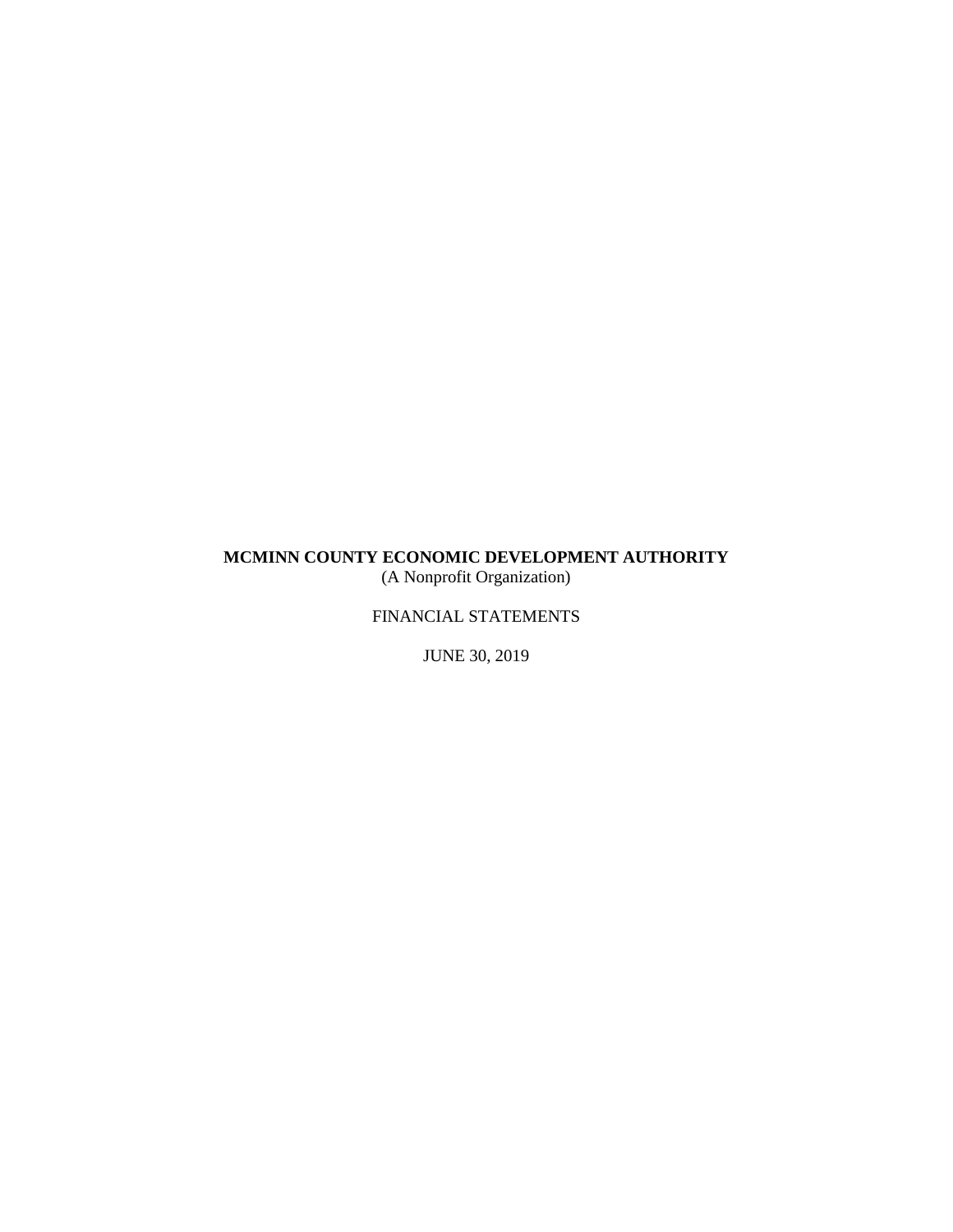**MCMINN COUNTY ECONOMIC DEVELOPMENT AUTHORITY**
(A Nonprofit Organization)

FINANCIAL STATEMENTS

JUNE 30, 2019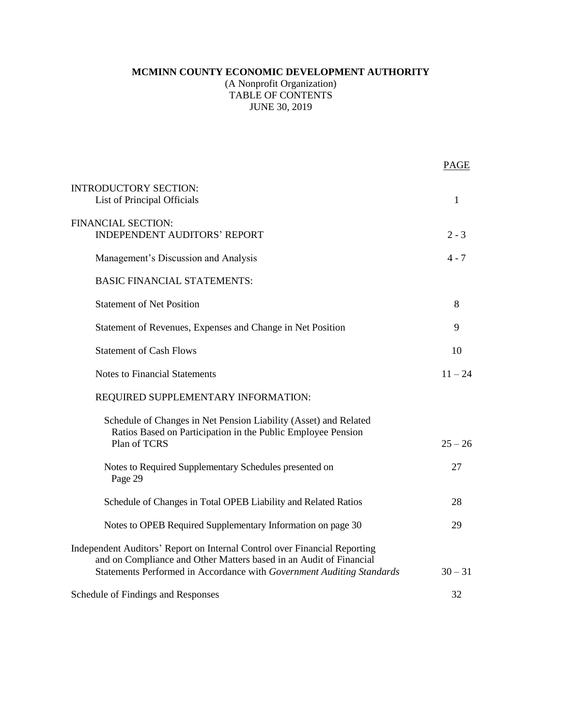**MCMINN COUNTY ECONOMIC DEVELOPMENT AUTHORITY**
(A Nonprofit Organization)
TABLE OF CONTENTS
JUNE 30, 2019

| | PAGE |
|---|---|
| INTRODUCTORY SECTION: | |
| List of Principal Officials | 1 |
| FINANCIAL SECTION: | |
| INDEPENDENT AUDITORS' REPORT | 2 - 3 |
| Management's Discussion and Analysis | 4 - 7 |
| BASIC FINANCIAL STATEMENTS: | |
| Statement of Net Position | 8 |
| Statement of Revenues, Expenses and Change in Net Position | 9 |
| Statement of Cash Flows | 10 |
| Notes to Financial Statements | 11 – 24 |
| REQUIRED SUPPLEMENTARY INFORMATION: | |
| Schedule of Changes in Net Pension Liability (Asset) and Related Ratios Based on Participation in the Public Employee Pension Plan of TCRS | 25 – 26 |
| Notes to Required Supplementary Schedules presented on Page 29 | 27 |
| Schedule of Changes in Total OPEB Liability and Related Ratios | 28 |
| Notes to OPEB Required Supplementary Information on page 30 | 29 |
| Independent Auditors' Report on Internal Control over Financial Reporting and on Compliance and Other Matters based in an Audit of Financial Statements Performed in Accordance with *Government Auditing Standards* | 30 – 31 |
| Schedule of Findings and Responses | 32 |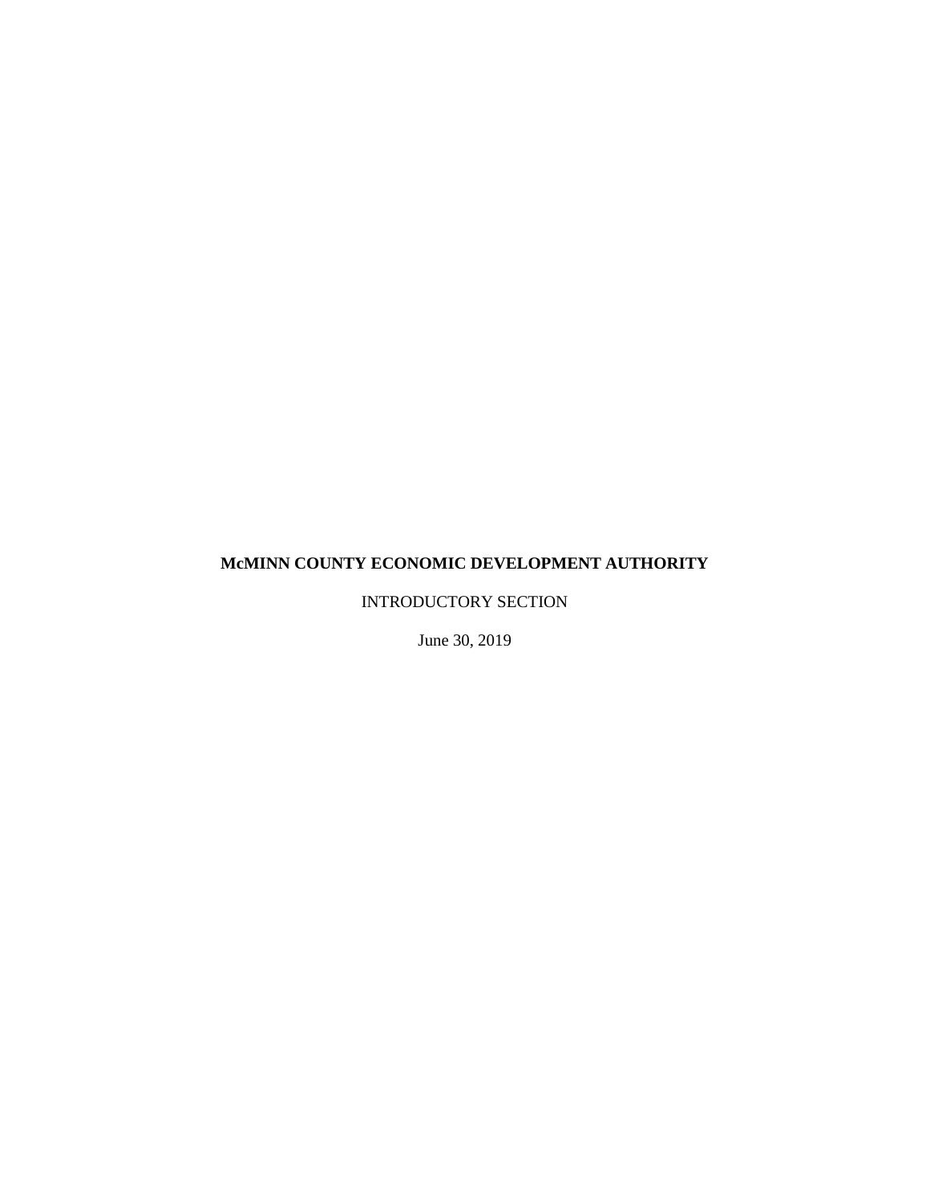**McMINN COUNTY ECONOMIC DEVELOPMENT AUTHORITY**

INTRODUCTORY SECTION

June 30, 2019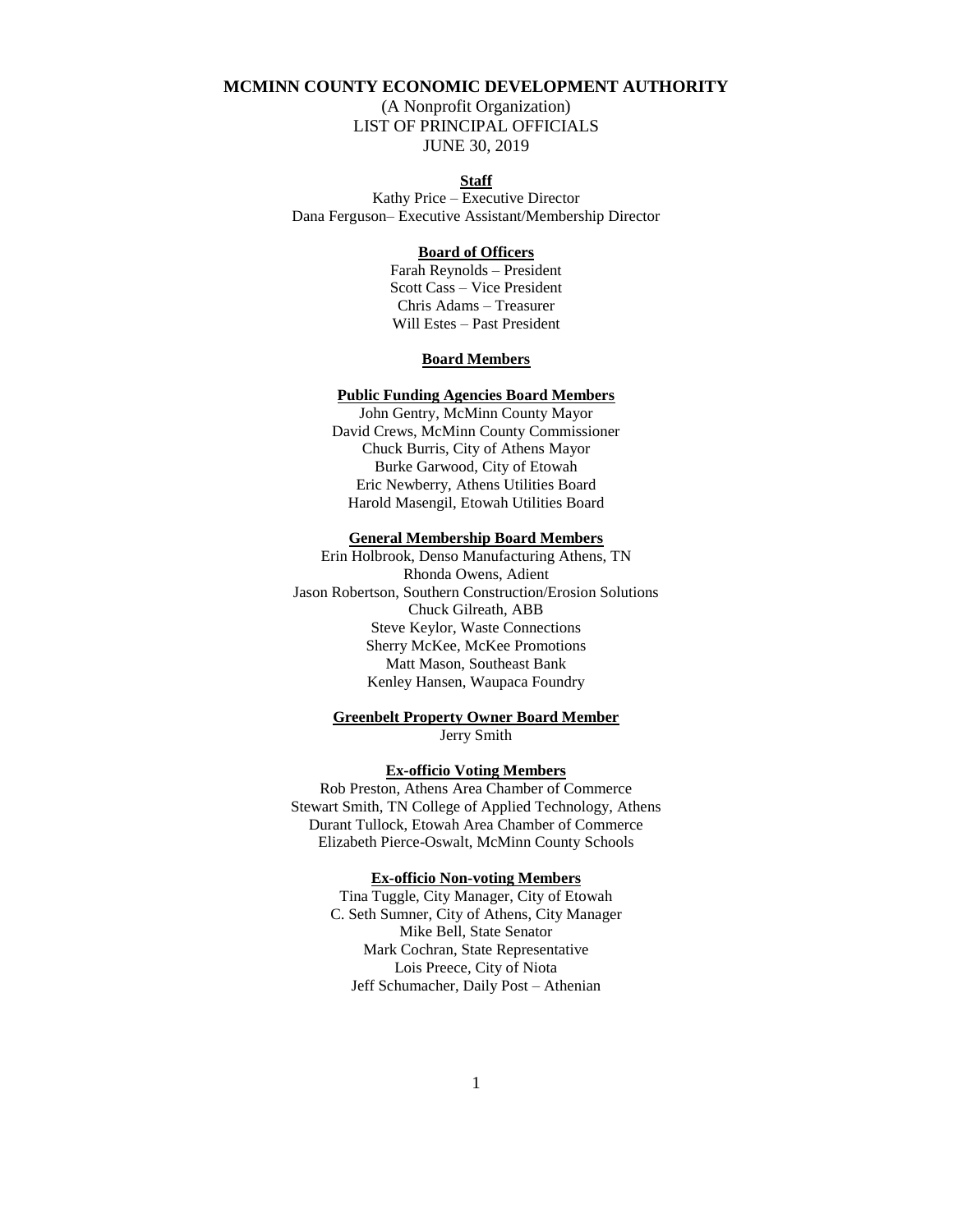# MCMINN COUNTY ECONOMIC DEVELOPMENT AUTHORITY

(A Nonprofit Organization)
LIST OF PRINCIPAL OFFICIALS
JUNE 30, 2019

## Staff

Kathy Price – Executive Director
Dana Ferguson– Executive Assistant/Membership Director

## Board of Officers

Farah Reynolds – President
Scott Cass – Vice President
Chris Adams – Treasurer
Will Estes – Past President

## Board Members

### Public Funding Agencies Board Members

John Gentry, McMinn County Mayor
David Crews, McMinn County Commissioner
Chuck Burris, City of Athens Mayor
Burke Garwood, City of Etowah
Eric Newberry, Athens Utilities Board
Harold Masengil, Etowah Utilities Board

### General Membership Board Members

Erin Holbrook, Denso Manufacturing Athens, TN
Rhonda Owens, Adient
Jason Robertson, Southern Construction/Erosion Solutions
Chuck Gilreath, ABB
Steve Keylor, Waste Connections
Sherry McKee, McKee Promotions
Matt Mason, Southeast Bank
Kenley Hansen, Waupaca Foundry

### Greenbelt Property Owner Board Member

Jerry Smith

### Ex-officio Voting Members

Rob Preston, Athens Area Chamber of Commerce
Stewart Smith, TN College of Applied Technology, Athens
Durant Tullock, Etowah Area Chamber of Commerce
Elizabeth Pierce-Oswalt, McMinn County Schools

### Ex-officio Non-voting Members

Tina Tuggle, City Manager, City of Etowah
C. Seth Sumner, City of Athens, City Manager
Mike Bell, State Senator
Mark Cochran, State Representative
Lois Preece, City of Niota
Jeff Schumacher, Daily Post – Athenian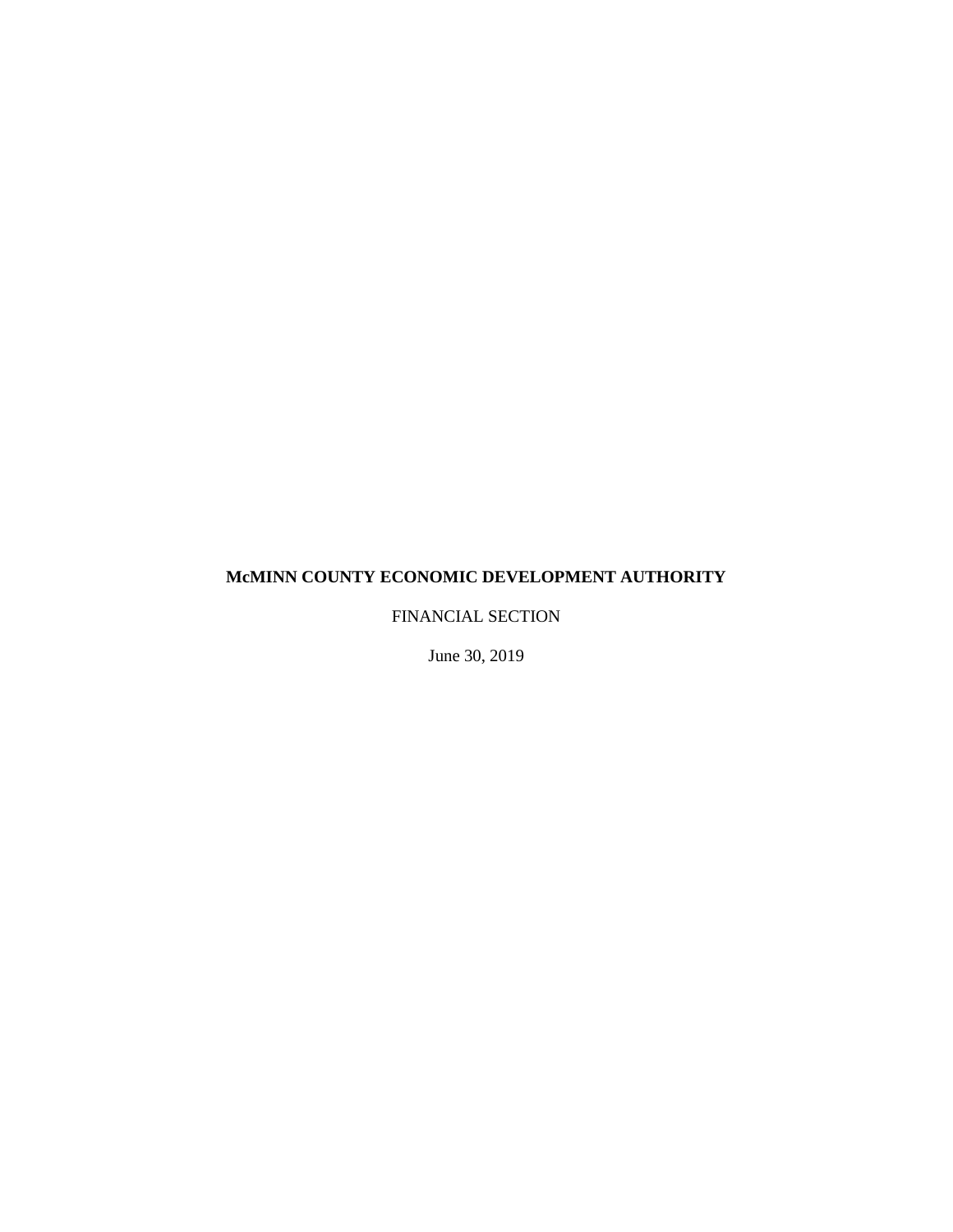**McMINN COUNTY ECONOMIC DEVELOPMENT AUTHORITY**

FINANCIAL SECTION

June 30, 2019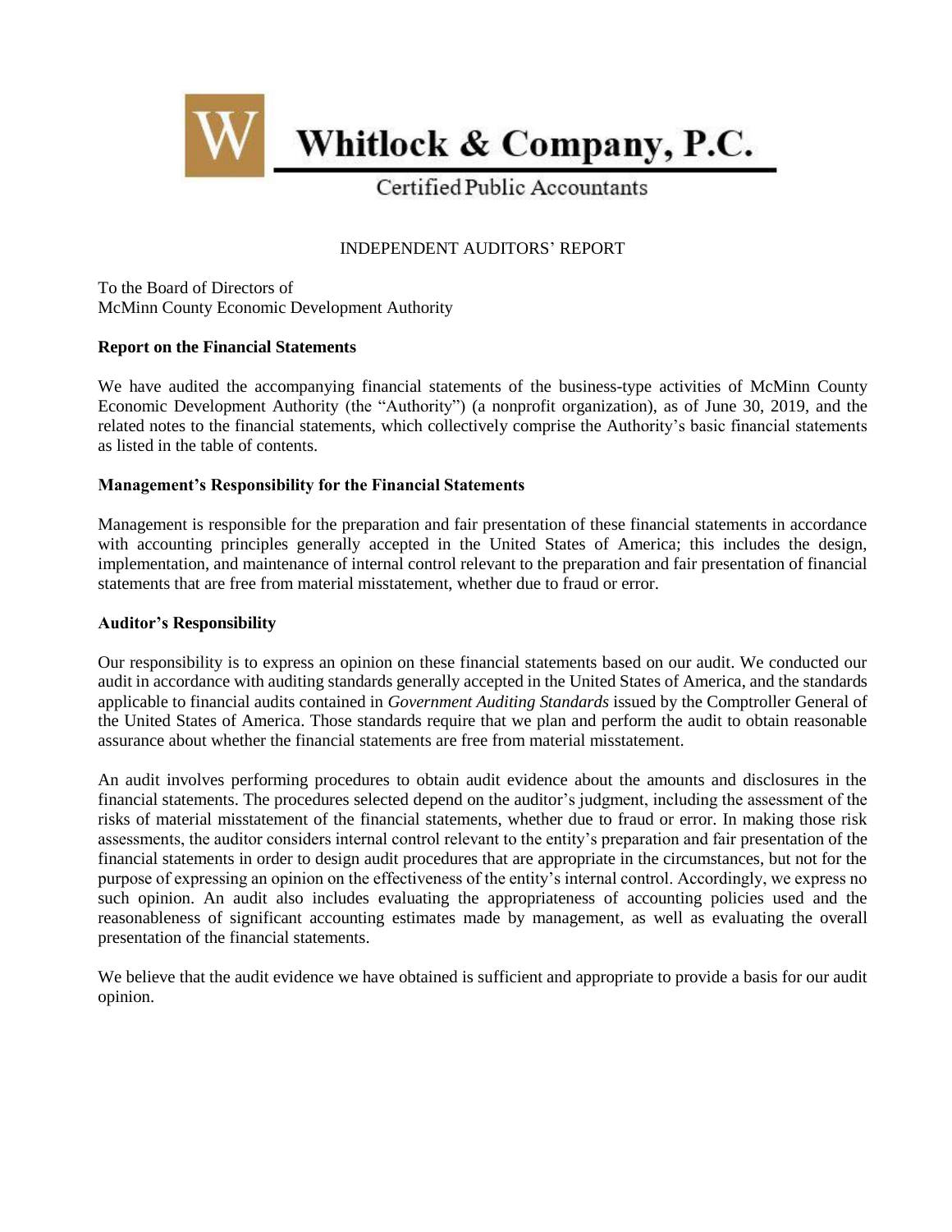# Whitlock & Company, P.C.

Certified Public Accountants

## INDEPENDENT AUDITORS' REPORT

To the Board of Directors of
McMinn County Economic Development Authority

**Report on the Financial Statements**

We have audited the accompanying financial statements of the business-type activities of McMinn County Economic Development Authority (the "Authority") (a nonprofit organization), as of June 30, 2019, and the related notes to the financial statements, which collectively comprise the Authority's basic financial statements as listed in the table of contents.

**Management's Responsibility for the Financial Statements**

Management is responsible for the preparation and fair presentation of these financial statements in accordance with accounting principles generally accepted in the United States of America; this includes the design, implementation, and maintenance of internal control relevant to the preparation and fair presentation of financial statements that are free from material misstatement, whether due to fraud or error.

**Auditor's Responsibility**

Our responsibility is to express an opinion on these financial statements based on our audit. We conducted our audit in accordance with auditing standards generally accepted in the United States of America, and the standards applicable to financial audits contained in *Government Auditing Standards* issued by the Comptroller General of the United States of America. Those standards require that we plan and perform the audit to obtain reasonable assurance about whether the financial statements are free from material misstatement.

An audit involves performing procedures to obtain audit evidence about the amounts and disclosures in the financial statements. The procedures selected depend on the auditor's judgment, including the assessment of the risks of material misstatement of the financial statements, whether due to fraud or error. In making those risk assessments, the auditor considers internal control relevant to the entity's preparation and fair presentation of the financial statements in order to design audit procedures that are appropriate in the circumstances, but not for the purpose of expressing an opinion on the effectiveness of the entity's internal control. Accordingly, we express no such opinion. An audit also includes evaluating the appropriateness of accounting policies used and the reasonableness of significant accounting estimates made by management, as well as evaluating the overall presentation of the financial statements.

We believe that the audit evidence we have obtained is sufficient and appropriate to provide a basis for our audit opinion.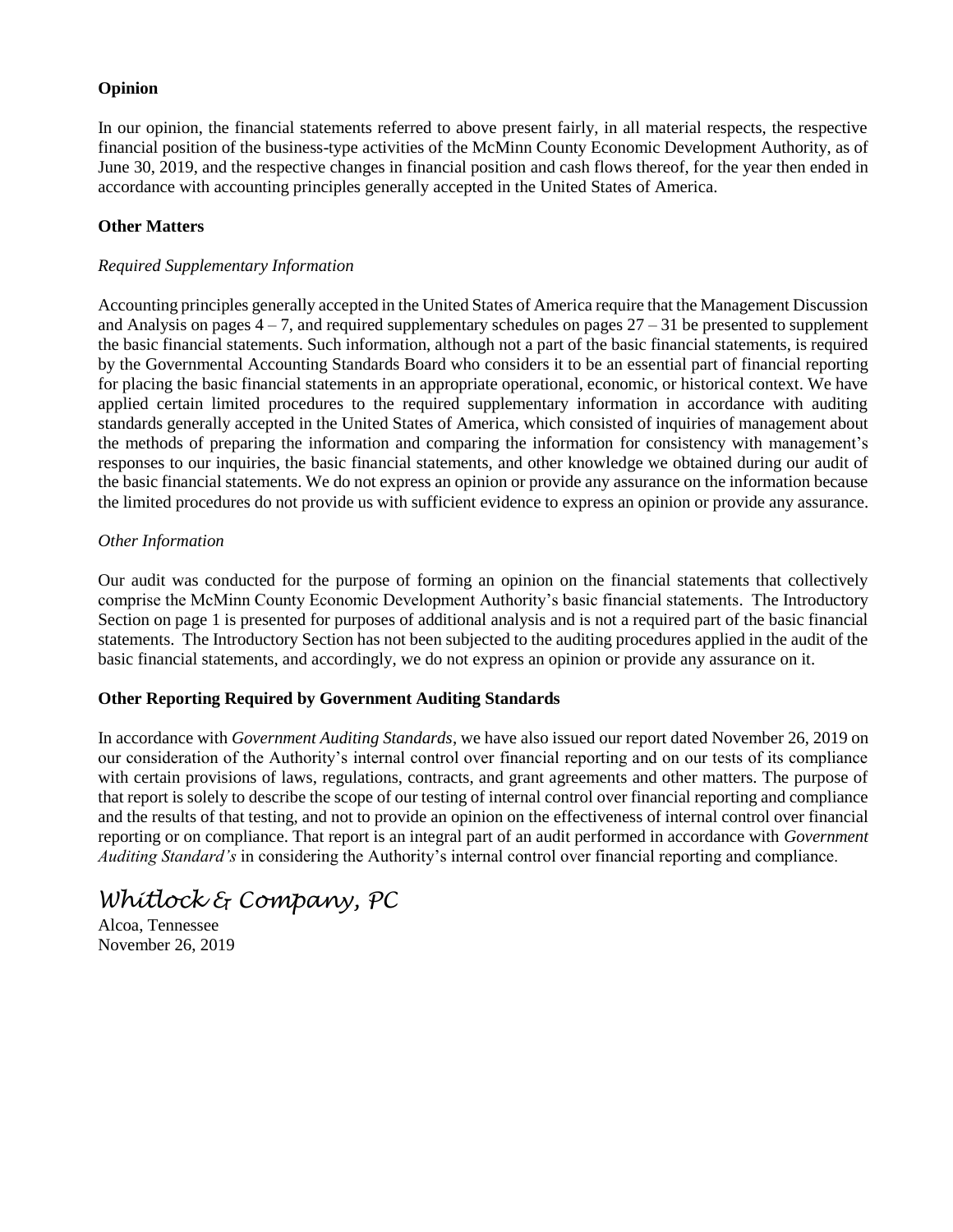**Opinion**

In our opinion, the financial statements referred to above present fairly, in all material respects, the respective financial position of the business-type activities of the McMinn County Economic Development Authority, as of June 30, 2019, and the respective changes in financial position and cash flows thereof, for the year then ended in accordance with accounting principles generally accepted in the United States of America.

**Other Matters**

*Required Supplementary Information*

Accounting principles generally accepted in the United States of America require that the Management Discussion and Analysis on pages 4 – 7, and required supplementary schedules on pages 27 – 31 be presented to supplement the basic financial statements. Such information, although not a part of the basic financial statements, is required by the Governmental Accounting Standards Board who considers it to be an essential part of financial reporting for placing the basic financial statements in an appropriate operational, economic, or historical context. We have applied certain limited procedures to the required supplementary information in accordance with auditing standards generally accepted in the United States of America, which consisted of inquiries of management about the methods of preparing the information and comparing the information for consistency with management's responses to our inquiries, the basic financial statements, and other knowledge we obtained during our audit of the basic financial statements. We do not express an opinion or provide any assurance on the information because the limited procedures do not provide us with sufficient evidence to express an opinion or provide any assurance.

*Other Information*

Our audit was conducted for the purpose of forming an opinion on the financial statements that collectively comprise the McMinn County Economic Development Authority's basic financial statements. The Introductory Section on page 1 is presented for purposes of additional analysis and is not a required part of the basic financial statements. The Introductory Section has not been subjected to the auditing procedures applied in the audit of the basic financial statements, and accordingly, we do not express an opinion or provide any assurance on it.

**Other Reporting Required by Government Auditing Standards**

In accordance with *Government Auditing Standards*, we have also issued our report dated November 26, 2019 on our consideration of the Authority's internal control over financial reporting and on our tests of its compliance with certain provisions of laws, regulations, contracts, and grant agreements and other matters. The purpose of that report is solely to describe the scope of our testing of internal control over financial reporting and compliance and the results of that testing, and not to provide an opinion on the effectiveness of internal control over financial reporting or on compliance. That report is an integral part of an audit performed in accordance with *Government Auditing Standard's* in considering the Authority's internal control over financial reporting and compliance.

*Whitlock & Company, PC*

Alcoa, Tennessee
November 26, 2019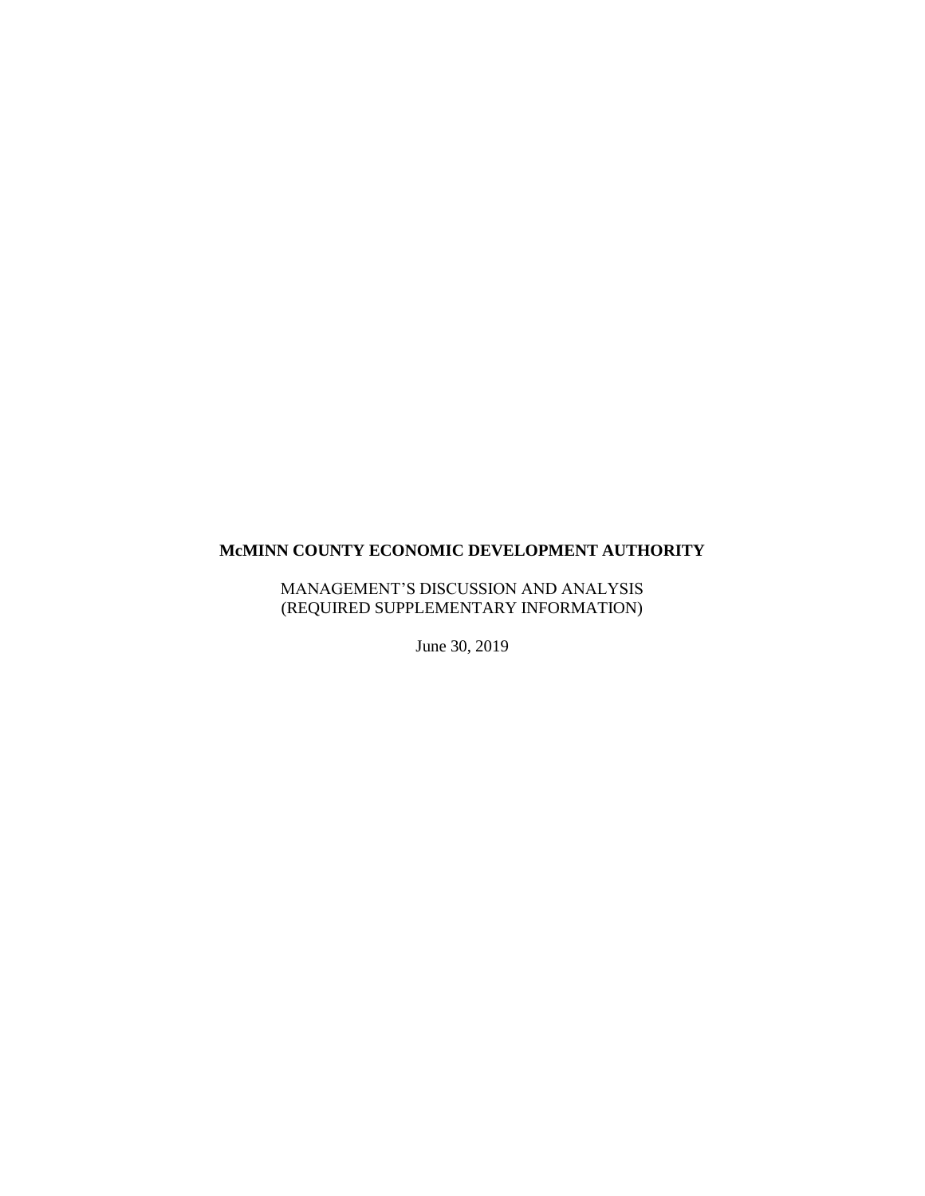**McMINN COUNTY ECONOMIC DEVELOPMENT AUTHORITY**

MANAGEMENT'S DISCUSSION AND ANALYSIS
(REQUIRED SUPPLEMENTARY INFORMATION)

June 30, 2019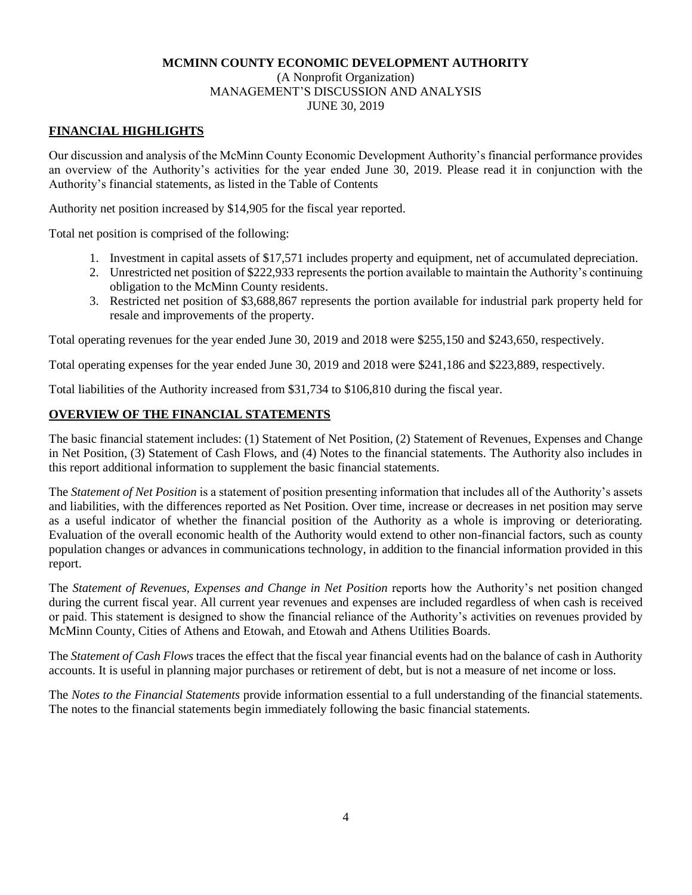**MCMINN COUNTY ECONOMIC DEVELOPMENT AUTHORITY**
(A Nonprofit Organization)
MANAGEMENT'S DISCUSSION AND ANALYSIS
JUNE 30, 2019

## FINANCIAL HIGHLIGHTS

Our discussion and analysis of the McMinn County Economic Development Authority's financial performance provides an overview of the Authority's activities for the year ended June 30, 2019. Please read it in conjunction with the Authority's financial statements, as listed in the Table of Contents

Authority net position increased by $14,905 for the fiscal year reported.

Total net position is comprised of the following:

1. Investment in capital assets of $17,571 includes property and equipment, net of accumulated depreciation.
2. Unrestricted net position of $222,933 represents the portion available to maintain the Authority's continuing obligation to the McMinn County residents.
3. Restricted net position of $3,688,867 represents the portion available for industrial park property held for resale and improvements of the property.

Total operating revenues for the year ended June 30, 2019 and 2018 were $255,150 and $243,650, respectively.

Total operating expenses for the year ended June 30, 2019 and 2018 were $241,186 and $223,889, respectively.

Total liabilities of the Authority increased from $31,734 to $106,810 during the fiscal year.

## OVERVIEW OF THE FINANCIAL STATEMENTS

The basic financial statement includes: (1) Statement of Net Position, (2) Statement of Revenues, Expenses and Change in Net Position, (3) Statement of Cash Flows, and (4) Notes to the financial statements. The Authority also includes in this report additional information to supplement the basic financial statements.

The *Statement of Net Position* is a statement of position presenting information that includes all of the Authority's assets and liabilities, with the differences reported as Net Position. Over time, increase or decreases in net position may serve as a useful indicator of whether the financial position of the Authority as a whole is improving or deteriorating. Evaluation of the overall economic health of the Authority would extend to other non-financial factors, such as county population changes or advances in communications technology, in addition to the financial information provided in this report.

The *Statement of Revenues, Expenses and Change in Net Position* reports how the Authority's net position changed during the current fiscal year. All current year revenues and expenses are included regardless of when cash is received or paid. This statement is designed to show the financial reliance of the Authority's activities on revenues provided by McMinn County, Cities of Athens and Etowah, and Etowah and Athens Utilities Boards.

The *Statement of Cash Flows* traces the effect that the fiscal year financial events had on the balance of cash in Authority accounts. It is useful in planning major purchases or retirement of debt, but is not a measure of net income or loss.

The *Notes to the Financial Statements* provide information essential to a full understanding of the financial statements. The notes to the financial statements begin immediately following the basic financial statements.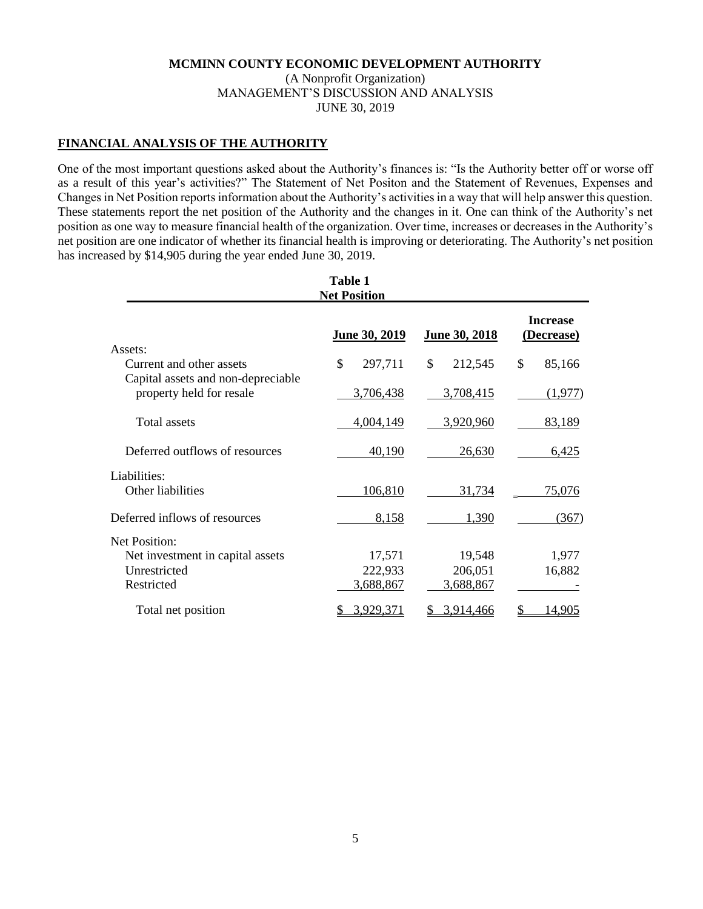**MCMINN COUNTY ECONOMIC DEVELOPMENT AUTHORITY**
(A Nonprofit Organization)
MANAGEMENT'S DISCUSSION AND ANALYSIS
JUNE 30, 2019

## FINANCIAL ANALYSIS OF THE AUTHORITY

One of the most important questions asked about the Authority's finances is: "Is the Authority better off or worse off as a result of this year's activities?" The Statement of Net Positon and the Statement of Revenues, Expenses and Changes in Net Position reports information about the Authority's activities in a way that will help answer this question. These statements report the net position of the Authority and the changes in it. One can think of the Authority's net position as one way to measure financial health of the organization. Over time, increases or decreases in the Authority's net position are one indicator of whether its financial health is improving or deteriorating. The Authority's net position has increased by $14,905 during the year ended June 30, 2019.

**Table 1**
**Net Position**

| | June 30, 2019 | June 30, 2018 | Increase (Decrease) |
|---|---|---|---|
| Assets: | | | |
| Current and other assets | $ 297,711 | $ 212,545 | $ 85,166 |
| Capital assets and non-depreciable property held for resale | 3,706,438 | 3,708,415 | (1,977) |
| Total assets | 4,004,149 | 3,920,960 | 83,189 |
| Deferred outflows of resources | 40,190 | 26,630 | 6,425 |
| Liabilities: | | | |
| Other liabilities | 106,810 | 31,734 | 75,076 |
| Deferred inflows of resources | 8,158 | 1,390 | (367) |
| Net Position: | | | |
| Net investment in capital assets | 17,571 | 19,548 | 1,977 |
| Unrestricted | 222,933 | 206,051 | 16,882 |
| Restricted | 3,688,867 | 3,688,867 | - |
| Total net position | $ 3,929,371 | $ 3,914,466 | $ 14,905 |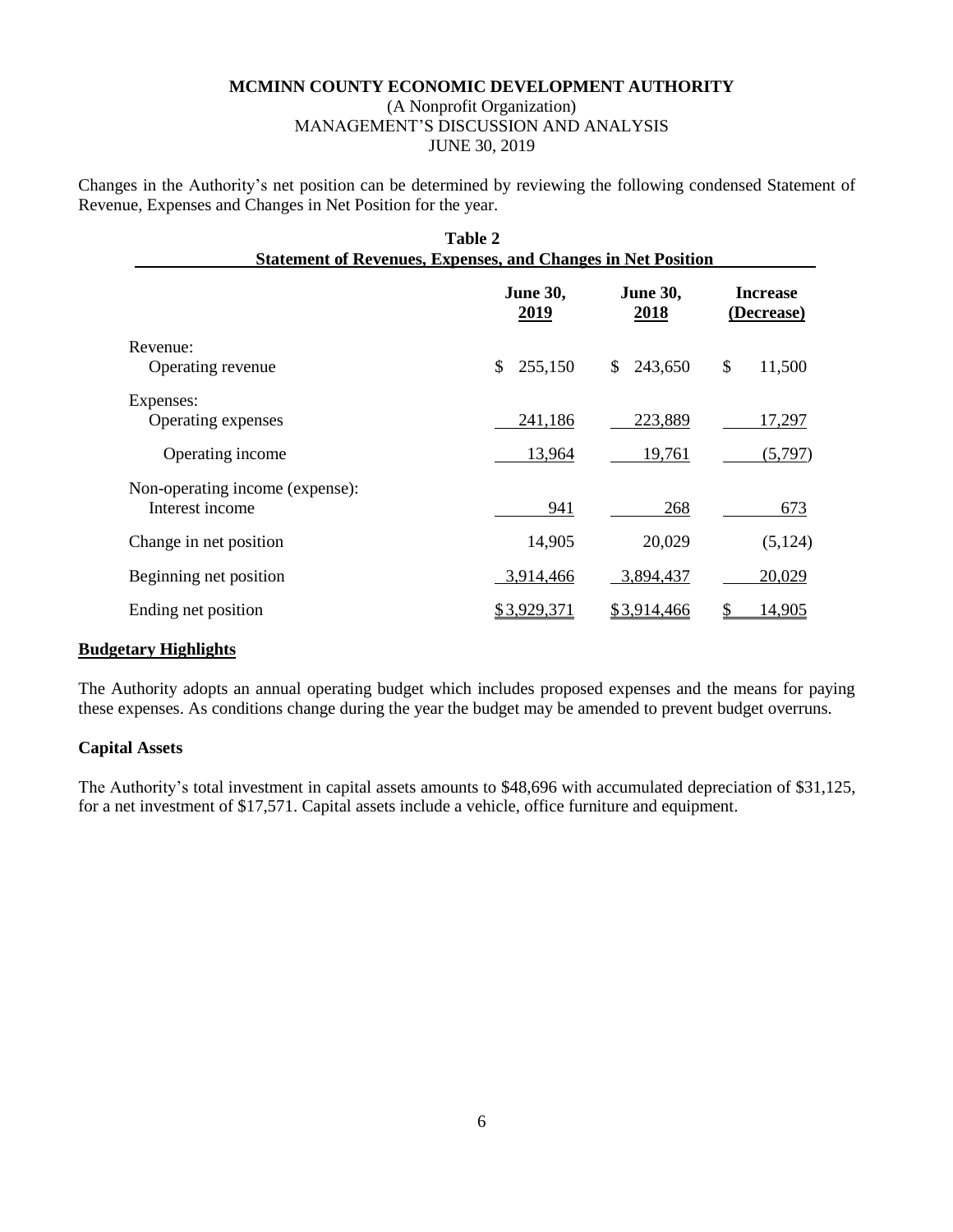**MCMINN COUNTY ECONOMIC DEVELOPMENT AUTHORITY**
(A Nonprofit Organization)
MANAGEMENT'S DISCUSSION AND ANALYSIS
JUNE 30, 2019

Changes in the Authority's net position can be determined by reviewing the following condensed Statement of Revenue, Expenses and Changes in Net Position for the year.

**Table 2**
**Statement of Revenues, Expenses, and Changes in Net Position**

| | June 30, 2019 | June 30, 2018 | Increase (Decrease) |
|---|---|---|---|
| Revenue: | | | |
| Operating revenue | $ 255,150 | $ 243,650 | $ 11,500 |
| Expenses: | | | |
| Operating expenses | 241,186 | 223,889 | 17,297 |
| Operating income | 13,964 | 19,761 | (5,797) |
| Non-operating income (expense): | | | |
| Interest income | 941 | 268 | 673 |
| Change in net position | 14,905 | 20,029 | (5,124) |
| Beginning net position | 3,914,466 | 3,894,437 | 20,029 |
| Ending net position | $ 3,929,371 | $ 3,914,466 | $ 14,905 |

**Budgetary Highlights**

The Authority adopts an annual operating budget which includes proposed expenses and the means for paying these expenses. As conditions change during the year the budget may be amended to prevent budget overruns.

**Capital Assets**

The Authority's total investment in capital assets amounts to $48,696 with accumulated depreciation of $31,125, for a net investment of $17,571. Capital assets include a vehicle, office furniture and equipment.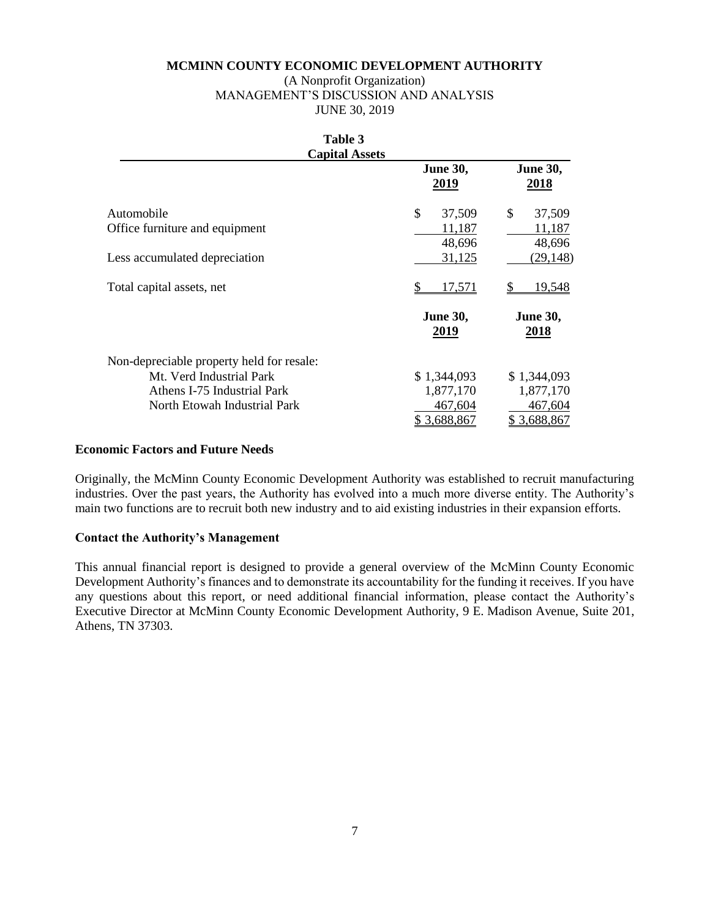**MCMINN COUNTY ECONOMIC DEVELOPMENT AUTHORITY**
(A Nonprofit Organization)
MANAGEMENT'S DISCUSSION AND ANALYSIS
JUNE 30, 2019

**Table 3**
**Capital Assets**

| | **June 30, 2019** | **June 30, 2018** |
|---|---|---|
| Automobile | $ 37,509 | $ 37,509 |
| Office furniture and equipment | 11,187 | 11,187 |
| | 48,696 | 48,696 |
| Less accumulated depreciation | 31,125 | (29,148) |
| Total capital assets, net | $ 17,571 | $ 19,548 |

| | **June 30, 2019** | **June 30, 2018** |
|---|---|---|
| Non-depreciable property held for resale: | | |
| Mt. Verd Industrial Park | $ 1,344,093 | $ 1,344,093 |
| Athens I-75 Industrial Park | 1,877,170 | 1,877,170 |
| North Etowah Industrial Park | 467,604 | 467,604 |
| | $ 3,688,867 | $ 3,688,867 |

**Economic Factors and Future Needs**

Originally, the McMinn County Economic Development Authority was established to recruit manufacturing industries. Over the past years, the Authority has evolved into a much more diverse entity. The Authority's main two functions are to recruit both new industry and to aid existing industries in their expansion efforts.

**Contact the Authority's Management**

This annual financial report is designed to provide a general overview of the McMinn County Economic Development Authority's finances and to demonstrate its accountability for the funding it receives. If you have any questions about this report, or need additional financial information, please contact the Authority's Executive Director at McMinn County Economic Development Authority, 9 E. Madison Avenue, Suite 201, Athens, TN 37303.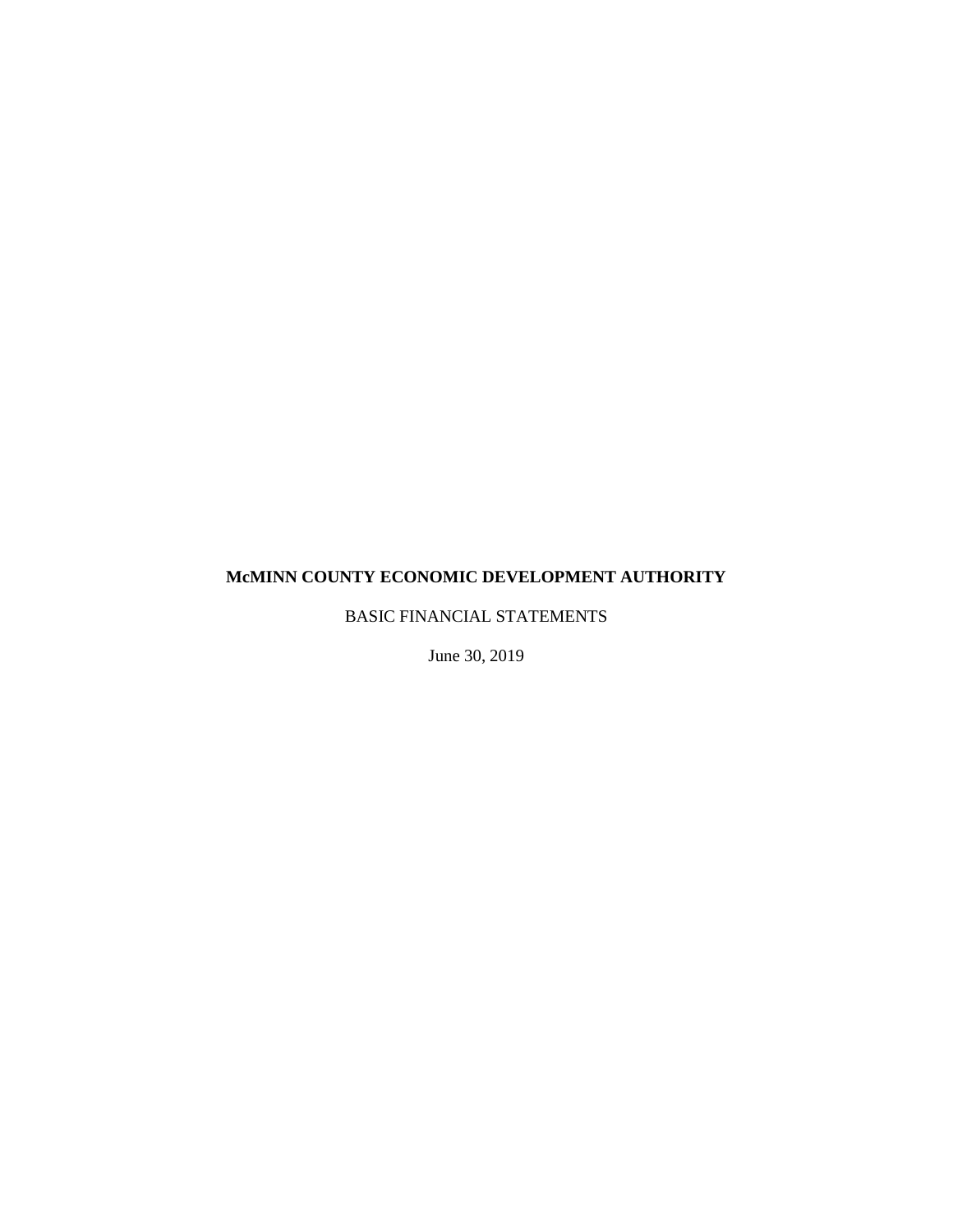**McMINN COUNTY ECONOMIC DEVELOPMENT AUTHORITY**

BASIC FINANCIAL STATEMENTS

June 30, 2019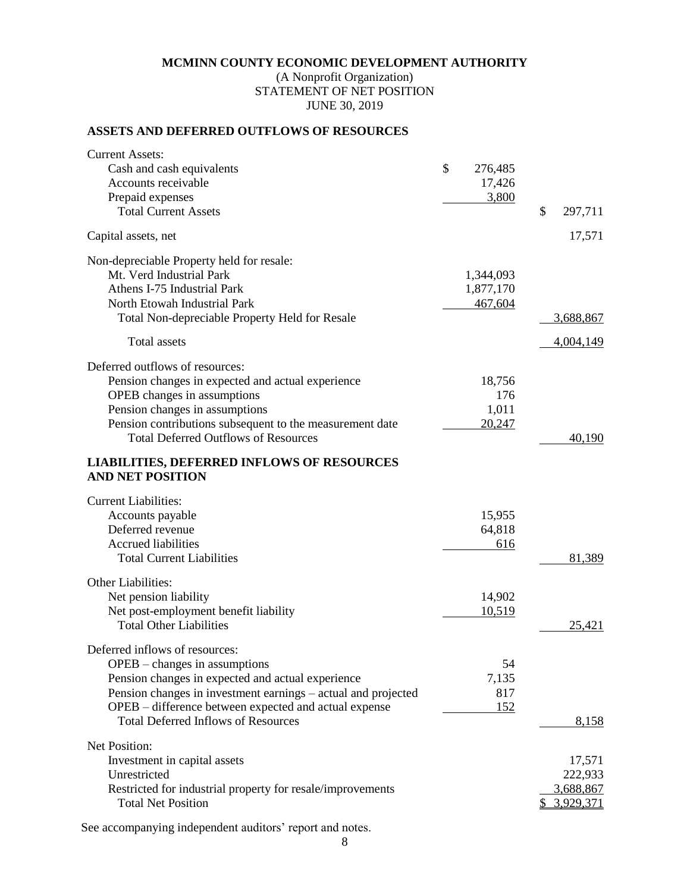# MCMINN COUNTY ECONOMIC DEVELOPMENT AUTHORITY

(A Nonprofit Organization)
STATEMENT OF NET POSITION
JUNE 30, 2019

## ASSETS AND DEFERRED OUTFLOWS OF RESOURCES

| | | |
|---|---|---|
| Current Assets: | | |
| Cash and cash equivalents | $ 276,485 | |
| Accounts receivable | 17,426 | |
| Prepaid expenses | 3,800 | |
| Total Current Assets | | $ 297,711 |
| Capital assets, net | | 17,571 |
| Non-depreciable Property held for resale: | | |
| Mt. Verd Industrial Park | 1,344,093 | |
| Athens I-75 Industrial Park | 1,877,170 | |
| North Etowah Industrial Park | 467,604 | |
| Total Non-depreciable Property Held for Resale | | 3,688,867 |
| Total assets | | 4,004,149 |
| Deferred outflows of resources: | | |
| Pension changes in expected and actual experience | 18,756 | |
| OPEB changes in assumptions | 176 | |
| Pension changes in assumptions | 1,011 | |
| Pension contributions subsequent to the measurement date | 20,247 | |
| Total Deferred Outflows of Resources | | 40,190 |

## LIABILITIES, DEFERRED INFLOWS OF RESOURCES AND NET POSITION

| | | |
|---|---|---|
| Current Liabilities: | | |
| Accounts payable | 15,955 | |
| Deferred revenue | 64,818 | |
| Accrued liabilities | 616 | |
| Total Current Liabilities | | 81,389 |
| Other Liabilities: | | |
| Net pension liability | 14,902 | |
| Net post-employment benefit liability | 10,519 | |
| Total Other Liabilities | | 25,421 |
| Deferred inflows of resources: | | |
| OPEB – changes in assumptions | 54 | |
| Pension changes in expected and actual experience | 7,135 | |
| Pension changes in investment earnings – actual and projected | 817 | |
| OPEB – difference between expected and actual expense | 152 | |
| Total Deferred Inflows of Resources | | 8,158 |
| Net Position: | | |
| Investment in capital assets | | 17,571 |
| Unrestricted | | 222,933 |
| Restricted for industrial property for resale/improvements | | 3,688,867 |
| Total Net Position | | $ 3,929,371 |

See accompanying independent auditors' report and notes.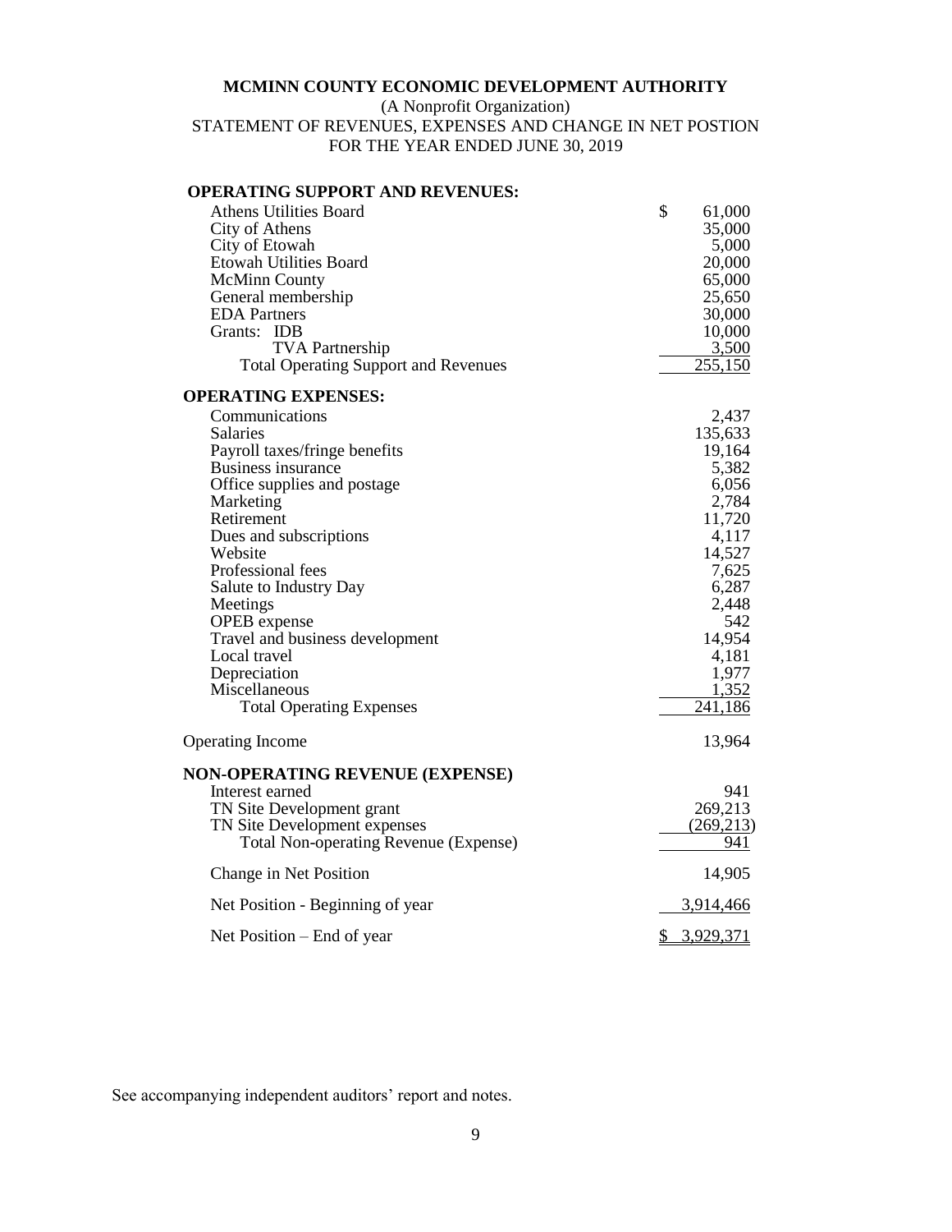**MCMINN COUNTY ECONOMIC DEVELOPMENT AUTHORITY**

(A Nonprofit Organization)

STATEMENT OF REVENUES, EXPENSES AND CHANGE IN NET POSTION

FOR THE YEAR ENDED JUNE 30, 2019

| | |
|---|---|
| **OPERATING SUPPORT AND REVENUES:** | |
| Athens Utilities Board | $ 61,000 |
| City of Athens | 35,000 |
| City of Etowah | 5,000 |
| Etowah Utilities Board | 20,000 |
| McMinn County | 65,000 |
| General membership | 25,650 |
| EDA Partners | 30,000 |
| Grants: IDB | 10,000 |
| TVA Partnership | 3,500 |
| Total Operating Support and Revenues | 255,150 |
| **OPERATING EXPENSES:** | |
| Communications | 2,437 |
| Salaries | 135,633 |
| Payroll taxes/fringe benefits | 19,164 |
| Business insurance | 5,382 |
| Office supplies and postage | 6,056 |
| Marketing | 2,784 |
| Retirement | 11,720 |
| Dues and subscriptions | 4,117 |
| Website | 14,527 |
| Professional fees | 7,625 |
| Salute to Industry Day | 6,287 |
| Meetings | 2,448 |
| OPEB expense | 542 |
| Travel and business development | 14,954 |
| Local travel | 4,181 |
| Depreciation | 1,977 |
| Miscellaneous | 1,352 |
| Total Operating Expenses | 241,186 |
| Operating Income | 13,964 |
| **NON-OPERATING REVENUE (EXPENSE)** | |
| Interest earned | 941 |
| TN Site Development grant | 269,213 |
| TN Site Development expenses | (269,213) |
| Total Non-operating Revenue (Expense) | 941 |
| Change in Net Position | 14,905 |
| Net Position - Beginning of year | 3,914,466 |
| Net Position – End of year | $ 3,929,371 |

See accompanying independent auditors' report and notes.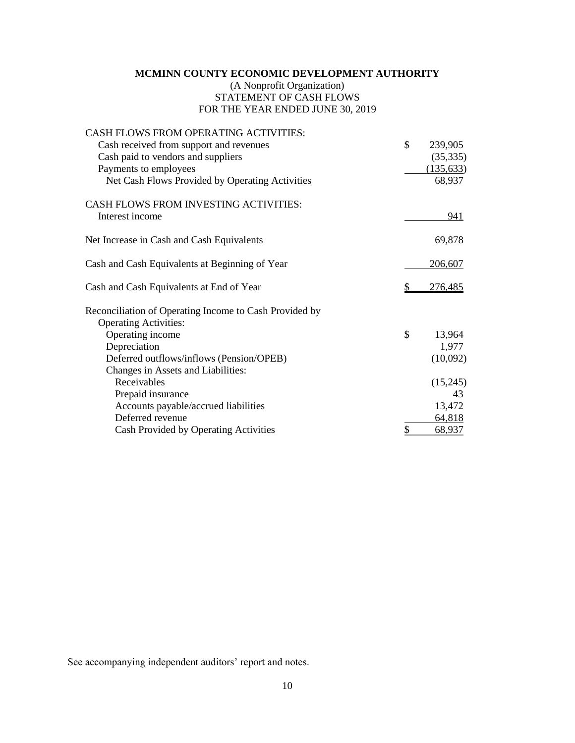# MCMINN COUNTY ECONOMIC DEVELOPMENT AUTHORITY

(A Nonprofit Organization)
STATEMENT OF CASH FLOWS
FOR THE YEAR ENDED JUNE 30, 2019

| | |
|---|---|
| CASH FLOWS FROM OPERATING ACTIVITIES: | |
| Cash received from support and revenues | $ 239,905 |
| Cash paid to vendors and suppliers | (35,335) |
| Payments to employees | (135,633) |
| Net Cash Flows Provided by Operating Activities | 68,937 |
| | |
| CASH FLOWS FROM INVESTING ACTIVITIES: | |
| Interest income | 941 |
| | |
| Net Increase in Cash and Cash Equivalents | 69,878 |
| | |
| Cash and Cash Equivalents at Beginning of Year | 206,607 |
| | |
| Cash and Cash Equivalents at End of Year | $ 276,485 |
| | |
| Reconciliation of Operating Income to Cash Provided by Operating Activities: | |
| Operating income | $ 13,964 |
| Depreciation | 1,977 |
| Deferred outflows/inflows (Pension/OPEB) | (10,092) |
| Changes in Assets and Liabilities: | |
| Receivables | (15,245) |
| Prepaid insurance | 43 |
| Accounts payable/accrued liabilities | 13,472 |
| Deferred revenue | 64,818 |
| Cash Provided by Operating Activities | $ 68,937 |

See accompanying independent auditors' report and notes.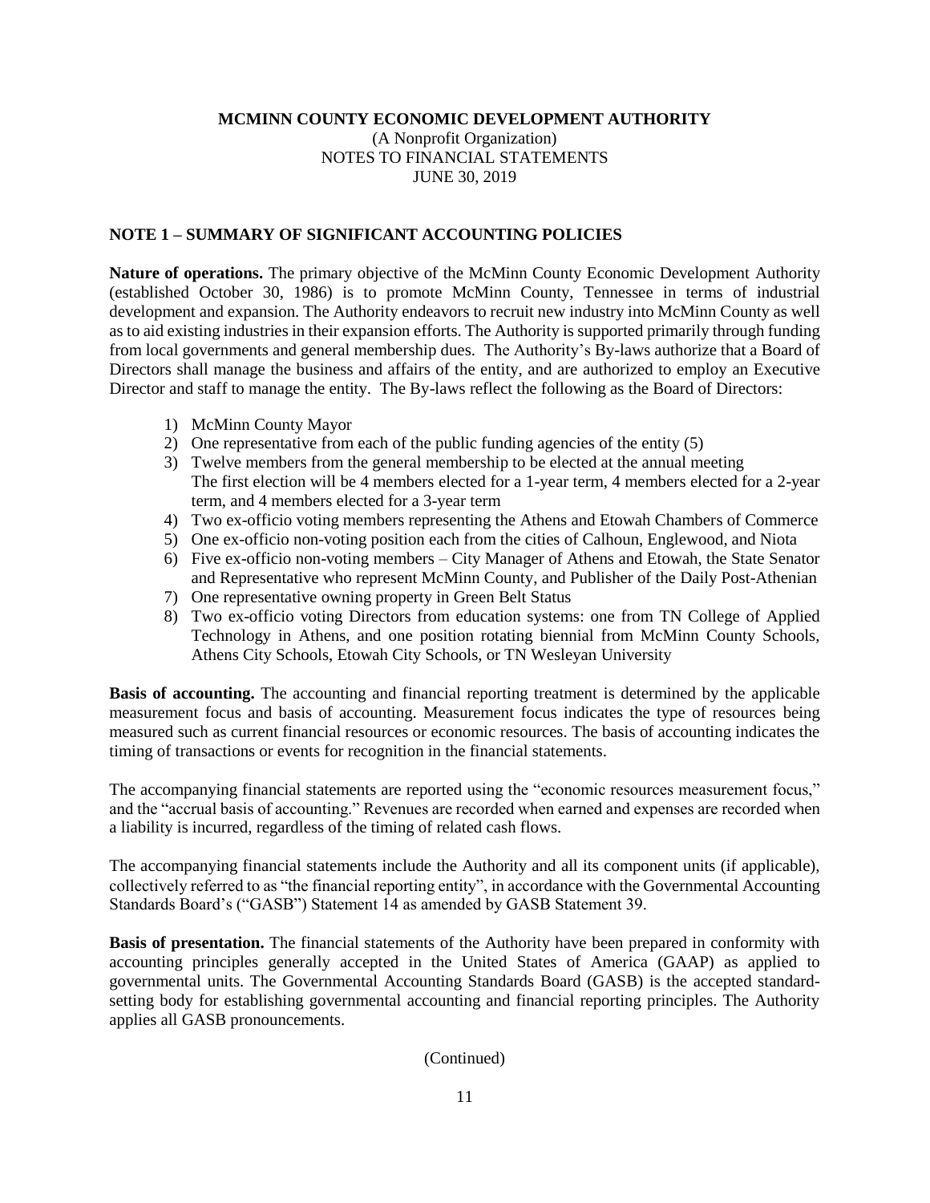**MCMINN COUNTY ECONOMIC DEVELOPMENT AUTHORITY**
(A Nonprofit Organization)
NOTES TO FINANCIAL STATEMENTS
JUNE 30, 2019

## NOTE 1 – SUMMARY OF SIGNIFICANT ACCOUNTING POLICIES

**Nature of operations.** The primary objective of the McMinn County Economic Development Authority (established October 30, 1986) is to promote McMinn County, Tennessee in terms of industrial development and expansion. The Authority endeavors to recruit new industry into McMinn County as well as to aid existing industries in their expansion efforts. The Authority is supported primarily through funding from local governments and general membership dues. The Authority's By-laws authorize that a Board of Directors shall manage the business and affairs of the entity, and are authorized to employ an Executive Director and staff to manage the entity. The By-laws reflect the following as the Board of Directors:

1) McMinn County Mayor
2) One representative from each of the public funding agencies of the entity (5)
3) Twelve members from the general membership to be elected at the annual meeting
   The first election will be 4 members elected for a 1-year term, 4 members elected for a 2-year term, and 4 members elected for a 3-year term
4) Two ex-officio voting members representing the Athens and Etowah Chambers of Commerce
5) One ex-officio non-voting position each from the cities of Calhoun, Englewood, and Niota
6) Five ex-officio non-voting members – City Manager of Athens and Etowah, the State Senator and Representative who represent McMinn County, and Publisher of the Daily Post-Athenian
7) One representative owning property in Green Belt Status
8) Two ex-officio voting Directors from education systems: one from TN College of Applied Technology in Athens, and one position rotating biennial from McMinn County Schools, Athens City Schools, Etowah City Schools, or TN Wesleyan University

**Basis of accounting.** The accounting and financial reporting treatment is determined by the applicable measurement focus and basis of accounting. Measurement focus indicates the type of resources being measured such as current financial resources or economic resources. The basis of accounting indicates the timing of transactions or events for recognition in the financial statements.

The accompanying financial statements are reported using the "economic resources measurement focus," and the "accrual basis of accounting." Revenues are recorded when earned and expenses are recorded when a liability is incurred, regardless of the timing of related cash flows.

The accompanying financial statements include the Authority and all its component units (if applicable), collectively referred to as "the financial reporting entity", in accordance with the Governmental Accounting Standards Board's ("GASB") Statement 14 as amended by GASB Statement 39.

**Basis of presentation.** The financial statements of the Authority have been prepared in conformity with accounting principles generally accepted in the United States of America (GAAP) as applied to governmental units. The Governmental Accounting Standards Board (GASB) is the accepted standard-setting body for establishing governmental accounting and financial reporting principles. The Authority applies all GASB pronouncements.

(Continued)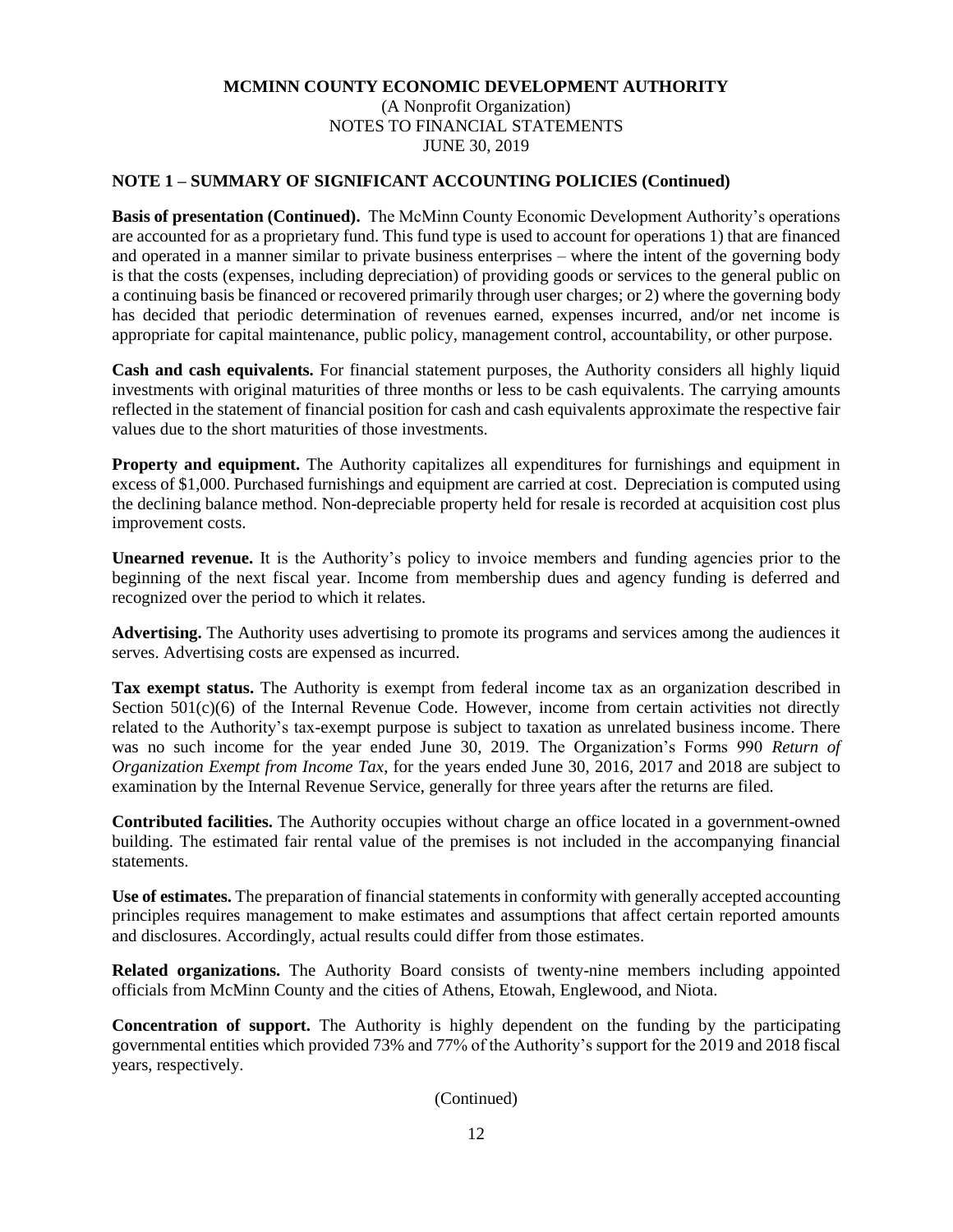**MCMINN COUNTY ECONOMIC DEVELOPMENT AUTHORITY**
(A Nonprofit Organization)
NOTES TO FINANCIAL STATEMENTS
JUNE 30, 2019

## NOTE 1 – SUMMARY OF SIGNIFICANT ACCOUNTING POLICIES (Continued)

**Basis of presentation (Continued).** The McMinn County Economic Development Authority's operations are accounted for as a proprietary fund. This fund type is used to account for operations 1) that are financed and operated in a manner similar to private business enterprises – where the intent of the governing body is that the costs (expenses, including depreciation) of providing goods or services to the general public on a continuing basis be financed or recovered primarily through user charges; or 2) where the governing body has decided that periodic determination of revenues earned, expenses incurred, and/or net income is appropriate for capital maintenance, public policy, management control, accountability, or other purpose.

**Cash and cash equivalents.** For financial statement purposes, the Authority considers all highly liquid investments with original maturities of three months or less to be cash equivalents. The carrying amounts reflected in the statement of financial position for cash and cash equivalents approximate the respective fair values due to the short maturities of those investments.

**Property and equipment.** The Authority capitalizes all expenditures for furnishings and equipment in excess of $1,000. Purchased furnishings and equipment are carried at cost. Depreciation is computed using the declining balance method. Non-depreciable property held for resale is recorded at acquisition cost plus improvement costs.

**Unearned revenue.** It is the Authority's policy to invoice members and funding agencies prior to the beginning of the next fiscal year. Income from membership dues and agency funding is deferred and recognized over the period to which it relates.

**Advertising.** The Authority uses advertising to promote its programs and services among the audiences it serves. Advertising costs are expensed as incurred.

**Tax exempt status.** The Authority is exempt from federal income tax as an organization described in Section 501(c)(6) of the Internal Revenue Code. However, income from certain activities not directly related to the Authority's tax-exempt purpose is subject to taxation as unrelated business income. There was no such income for the year ended June 30, 2019. The Organization's Forms 990 *Return of Organization Exempt from Income Tax*, for the years ended June 30, 2016, 2017 and 2018 are subject to examination by the Internal Revenue Service, generally for three years after the returns are filed.

**Contributed facilities.** The Authority occupies without charge an office located in a government-owned building. The estimated fair rental value of the premises is not included in the accompanying financial statements.

**Use of estimates.** The preparation of financial statements in conformity with generally accepted accounting principles requires management to make estimates and assumptions that affect certain reported amounts and disclosures. Accordingly, actual results could differ from those estimates.

**Related organizations.** The Authority Board consists of twenty-nine members including appointed officials from McMinn County and the cities of Athens, Etowah, Englewood, and Niota.

**Concentration of support.** The Authority is highly dependent on the funding by the participating governmental entities which provided 73% and 77% of the Authority's support for the 2019 and 2018 fiscal years, respectively.

(Continued)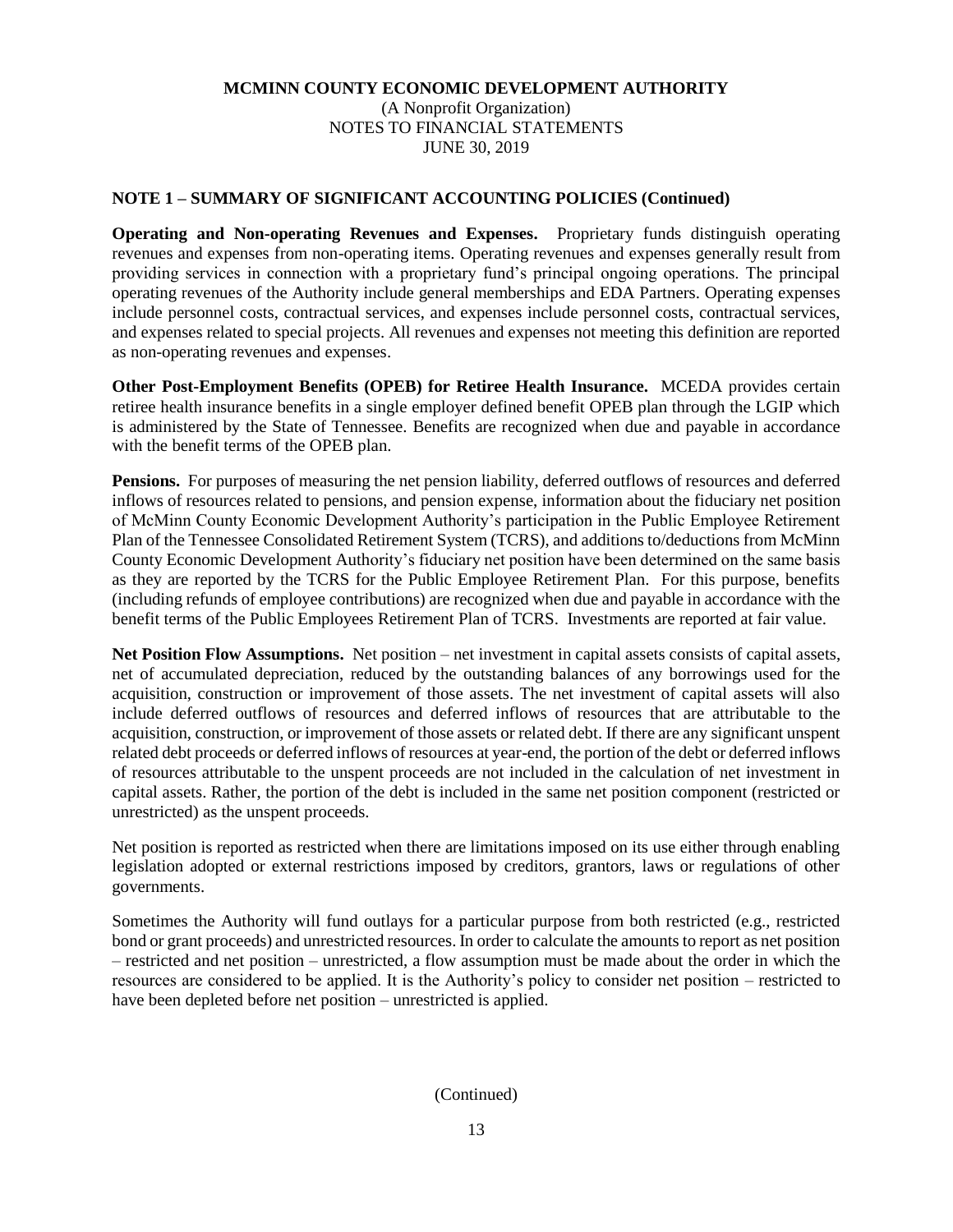**MCMINN COUNTY ECONOMIC DEVELOPMENT AUTHORITY**
(A Nonprofit Organization)
NOTES TO FINANCIAL STATEMENTS
JUNE 30, 2019

**NOTE 1 – SUMMARY OF SIGNIFICANT ACCOUNTING POLICIES (Continued)**

**Operating and Non-operating Revenues and Expenses.** Proprietary funds distinguish operating revenues and expenses from non-operating items. Operating revenues and expenses generally result from providing services in connection with a proprietary fund's principal ongoing operations. The principal operating revenues of the Authority include general memberships and EDA Partners. Operating expenses include personnel costs, contractual services, and expenses include personnel costs, contractual services, and expenses related to special projects. All revenues and expenses not meeting this definition are reported as non-operating revenues and expenses.

**Other Post-Employment Benefits (OPEB) for Retiree Health Insurance.** MCEDA provides certain retiree health insurance benefits in a single employer defined benefit OPEB plan through the LGIP which is administered by the State of Tennessee. Benefits are recognized when due and payable in accordance with the benefit terms of the OPEB plan.

**Pensions.** For purposes of measuring the net pension liability, deferred outflows of resources and deferred inflows of resources related to pensions, and pension expense, information about the fiduciary net position of McMinn County Economic Development Authority's participation in the Public Employee Retirement Plan of the Tennessee Consolidated Retirement System (TCRS), and additions to/deductions from McMinn County Economic Development Authority's fiduciary net position have been determined on the same basis as they are reported by the TCRS for the Public Employee Retirement Plan. For this purpose, benefits (including refunds of employee contributions) are recognized when due and payable in accordance with the benefit terms of the Public Employees Retirement Plan of TCRS. Investments are reported at fair value.

**Net Position Flow Assumptions.** Net position – net investment in capital assets consists of capital assets, net of accumulated depreciation, reduced by the outstanding balances of any borrowings used for the acquisition, construction or improvement of those assets. The net investment of capital assets will also include deferred outflows of resources and deferred inflows of resources that are attributable to the acquisition, construction, or improvement of those assets or related debt. If there are any significant unspent related debt proceeds or deferred inflows of resources at year-end, the portion of the debt or deferred inflows of resources attributable to the unspent proceeds are not included in the calculation of net investment in capital assets. Rather, the portion of the debt is included in the same net position component (restricted or unrestricted) as the unspent proceeds.

Net position is reported as restricted when there are limitations imposed on its use either through enabling legislation adopted or external restrictions imposed by creditors, grantors, laws or regulations of other governments.

Sometimes the Authority will fund outlays for a particular purpose from both restricted (e.g., restricted bond or grant proceeds) and unrestricted resources. In order to calculate the amounts to report as net position – restricted and net position – unrestricted, a flow assumption must be made about the order in which the resources are considered to be applied. It is the Authority's policy to consider net position – restricted to have been depleted before net position – unrestricted is applied.

(Continued)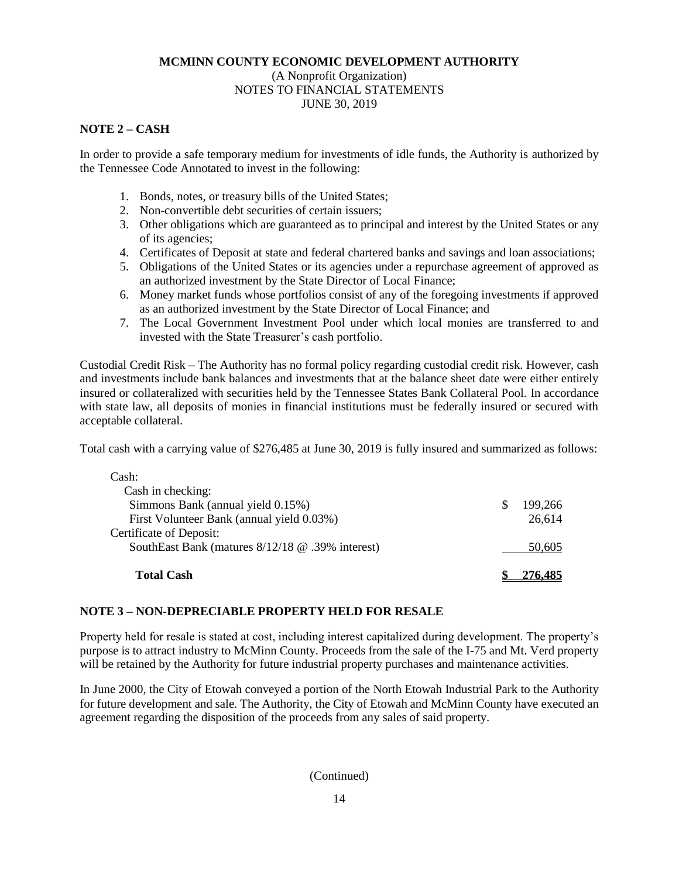**MCMINN COUNTY ECONOMIC DEVELOPMENT AUTHORITY**
(A Nonprofit Organization)
NOTES TO FINANCIAL STATEMENTS
JUNE 30, 2019

## NOTE 2 – CASH

In order to provide a safe temporary medium for investments of idle funds, the Authority is authorized by the Tennessee Code Annotated to invest in the following:

1. Bonds, notes, or treasury bills of the United States;
2. Non-convertible debt securities of certain issuers;
3. Other obligations which are guaranteed as to principal and interest by the United States or any of its agencies;
4. Certificates of Deposit at state and federal chartered banks and savings and loan associations;
5. Obligations of the United States or its agencies under a repurchase agreement of approved as an authorized investment by the State Director of Local Finance;
6. Money market funds whose portfolios consist of any of the foregoing investments if approved as an authorized investment by the State Director of Local Finance; and
7. The Local Government Investment Pool under which local monies are transferred to and invested with the State Treasurer's cash portfolio.

Custodial Credit Risk – The Authority has no formal policy regarding custodial credit risk. However, cash and investments include bank balances and investments that at the balance sheet date were either entirely insured or collateralized with securities held by the Tennessee States Bank Collateral Pool. In accordance with state law, all deposits of monies in financial institutions must be federally insured or secured with acceptable collateral.

Total cash with a carrying value of $276,485 at June 30, 2019 is fully insured and summarized as follows:

| | |
|---|---|
| Cash: | |
| Cash in checking: | |
| Simmons Bank (annual yield 0.15%) | $ 199,266 |
| First Volunteer Bank (annual yield 0.03%) | 26,614 |
| Certificate of Deposit: | |
| SouthEast Bank (matures 8/12/18 @ .39% interest) | 50,605 |
| **Total Cash** | **$ 276,485** |

## NOTE 3 – NON-DEPRECIABLE PROPERTY HELD FOR RESALE

Property held for resale is stated at cost, including interest capitalized during development. The property's purpose is to attract industry to McMinn County. Proceeds from the sale of the I-75 and Mt. Verd property will be retained by the Authority for future industrial property purchases and maintenance activities.

In June 2000, the City of Etowah conveyed a portion of the North Etowah Industrial Park to the Authority for future development and sale. The Authority, the City of Etowah and McMinn County have executed an agreement regarding the disposition of the proceeds from any sales of said property.

(Continued)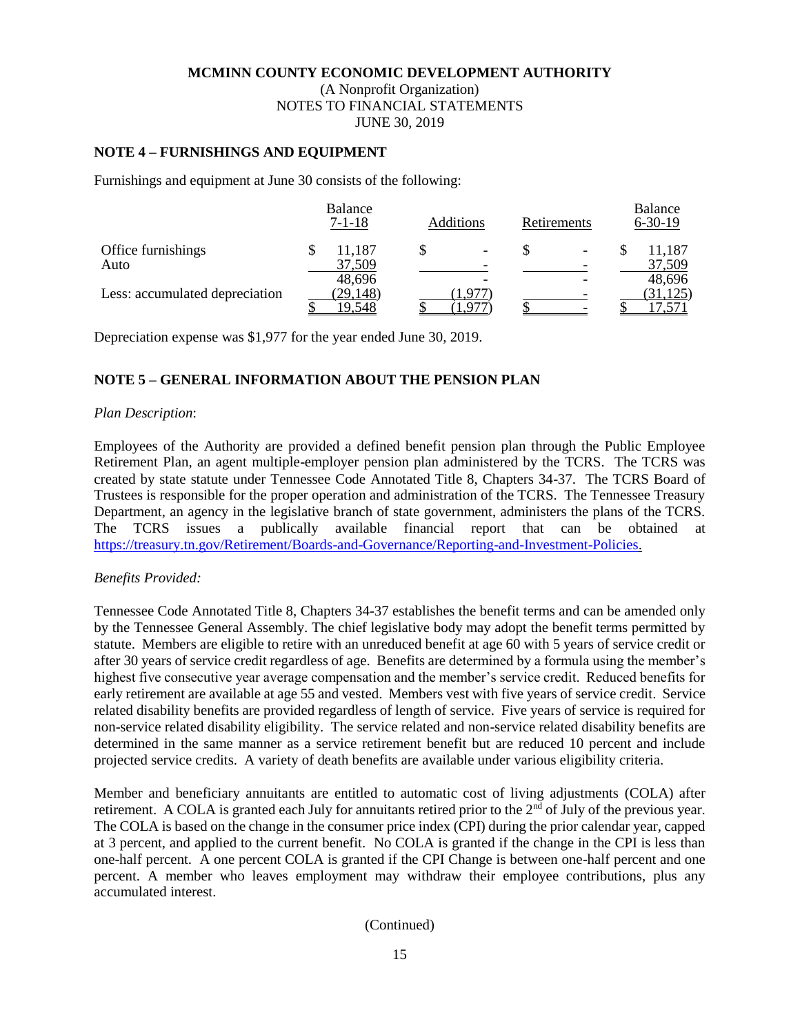**MCMINN COUNTY ECONOMIC DEVELOPMENT AUTHORITY**
(A Nonprofit Organization)
NOTES TO FINANCIAL STATEMENTS
JUNE 30, 2019

## NOTE 4 – FURNISHINGS AND EQUIPMENT

Furnishings and equipment at June 30 consists of the following:

| | Balance 7-1-18 | Additions | Retirements | Balance 6-30-19 |
|---|---|---|---|---|
| Office furnishings | $ 11,187 | $ - | $ - | $ 11,187 |
| Auto | 37,509 | - | - | 37,509 |
| | 48,696 | - | - | 48,696 |
| Less: accumulated depreciation | (29,148) | (1,977) | - | (31,125) |
| | $ 19,548 | $ (1,977) | $ - | $ 17,571 |

Depreciation expense was $1,977 for the year ended June 30, 2019.

## NOTE 5 – GENERAL INFORMATION ABOUT THE PENSION PLAN

*Plan Description*:

Employees of the Authority are provided a defined benefit pension plan through the Public Employee Retirement Plan, an agent multiple-employer pension plan administered by the TCRS. The TCRS was created by state statute under Tennessee Code Annotated Title 8, Chapters 34-37. The TCRS Board of Trustees is responsible for the proper operation and administration of the TCRS. The Tennessee Treasury Department, an agency in the legislative branch of state government, administers the plans of the TCRS. The TCRS issues a publically available financial report that can be obtained at https://treasury.tn.gov/Retirement/Boards-and-Governance/Reporting-and-Investment-Policies.

*Benefits Provided:*

Tennessee Code Annotated Title 8, Chapters 34-37 establishes the benefit terms and can be amended only by the Tennessee General Assembly. The chief legislative body may adopt the benefit terms permitted by statute. Members are eligible to retire with an unreduced benefit at age 60 with 5 years of service credit or after 30 years of service credit regardless of age. Benefits are determined by a formula using the member's highest five consecutive year average compensation and the member's service credit. Reduced benefits for early retirement are available at age 55 and vested. Members vest with five years of service credit. Service related disability benefits are provided regardless of length of service. Five years of service is required for non-service related disability eligibility. The service related and non-service related disability benefits are determined in the same manner as a service retirement benefit but are reduced 10 percent and include projected service credits. A variety of death benefits are available under various eligibility criteria.

Member and beneficiary annuitants are entitled to automatic cost of living adjustments (COLA) after retirement. A COLA is granted each July for annuitants retired prior to the 2nd of July of the previous year. The COLA is based on the change in the consumer price index (CPI) during the prior calendar year, capped at 3 percent, and applied to the current benefit. No COLA is granted if the change in the CPI is less than one-half percent. A one percent COLA is granted if the CPI Change is between one-half percent and one percent. A member who leaves employment may withdraw their employee contributions, plus any accumulated interest.

(Continued)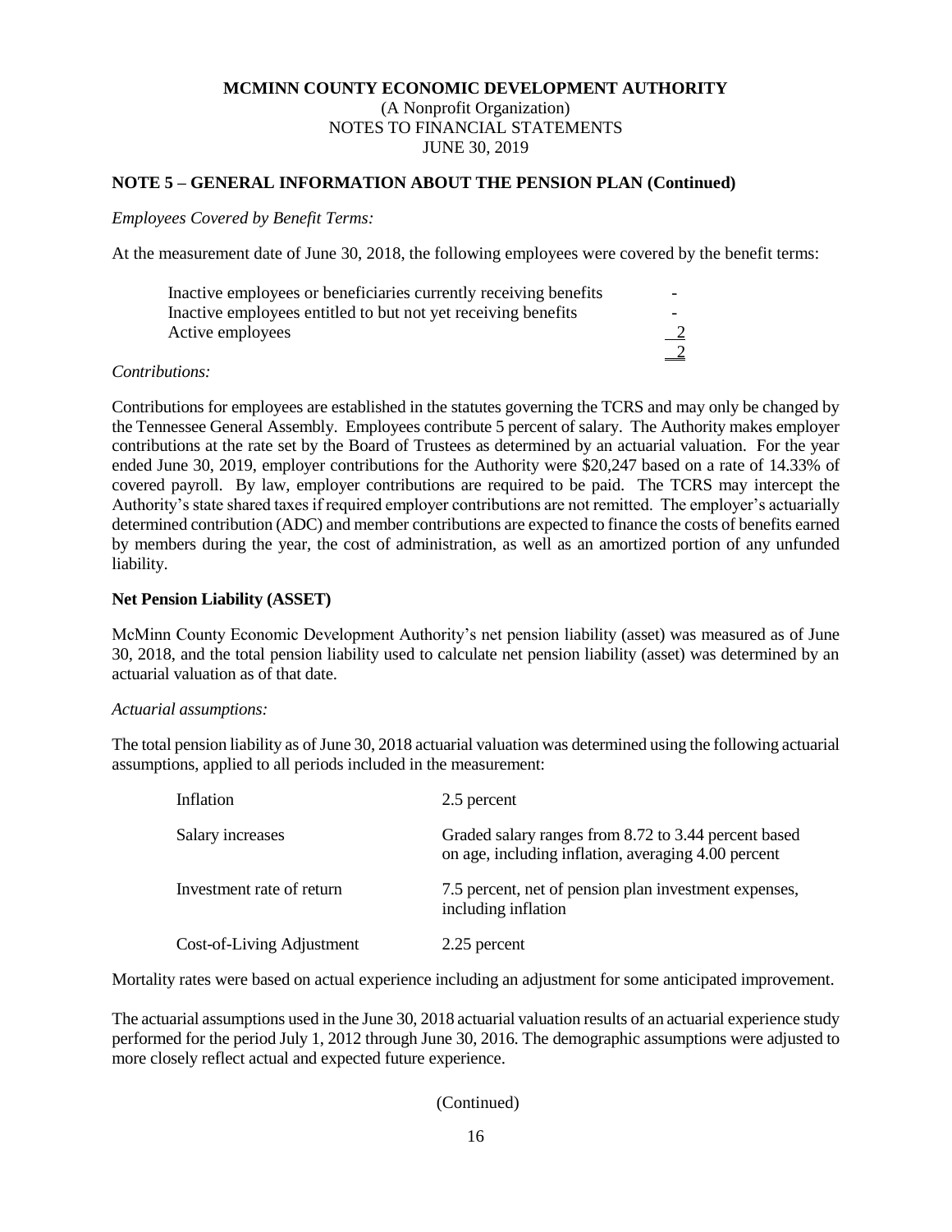**MCMINN COUNTY ECONOMIC DEVELOPMENT AUTHORITY**
(A Nonprofit Organization)
NOTES TO FINANCIAL STATEMENTS
JUNE 30, 2019

**NOTE 5 – GENERAL INFORMATION ABOUT THE PENSION PLAN (Continued)**

*Employees Covered by Benefit Terms:*

At the measurement date of June 30, 2018, the following employees were covered by the benefit terms:

| | |
|---|---|
| Inactive employees or beneficiaries currently receiving benefits | - |
| Inactive employees entitled to but not yet receiving benefits | - |
| Active employees | 2 |
| | 2 |

*Contributions:*

Contributions for employees are established in the statutes governing the TCRS and may only be changed by the Tennessee General Assembly. Employees contribute 5 percent of salary. The Authority makes employer contributions at the rate set by the Board of Trustees as determined by an actuarial valuation. For the year ended June 30, 2019, employer contributions for the Authority were $20,247 based on a rate of 14.33% of covered payroll. By law, employer contributions are required to be paid. The TCRS may intercept the Authority's state shared taxes if required employer contributions are not remitted. The employer's actuarially determined contribution (ADC) and member contributions are expected to finance the costs of benefits earned by members during the year, the cost of administration, as well as an amortized portion of any unfunded liability.

**Net Pension Liability (ASSET)**

McMinn County Economic Development Authority's net pension liability (asset) was measured as of June 30, 2018, and the total pension liability used to calculate net pension liability (asset) was determined by an actuarial valuation as of that date.

*Actuarial assumptions:*

The total pension liability as of June 30, 2018 actuarial valuation was determined using the following actuarial assumptions, applied to all periods included in the measurement:

| | |
|---|---|
| Inflation | 2.5 percent |
| Salary increases | Graded salary ranges from 8.72 to 3.44 percent based on age, including inflation, averaging 4.00 percent |
| Investment rate of return | 7.5 percent, net of pension plan investment expenses, including inflation |
| Cost-of-Living Adjustment | 2.25 percent |

Mortality rates were based on actual experience including an adjustment for some anticipated improvement.

The actuarial assumptions used in the June 30, 2018 actuarial valuation results of an actuarial experience study performed for the period July 1, 2012 through June 30, 2016. The demographic assumptions were adjusted to more closely reflect actual and expected future experience.

(Continued)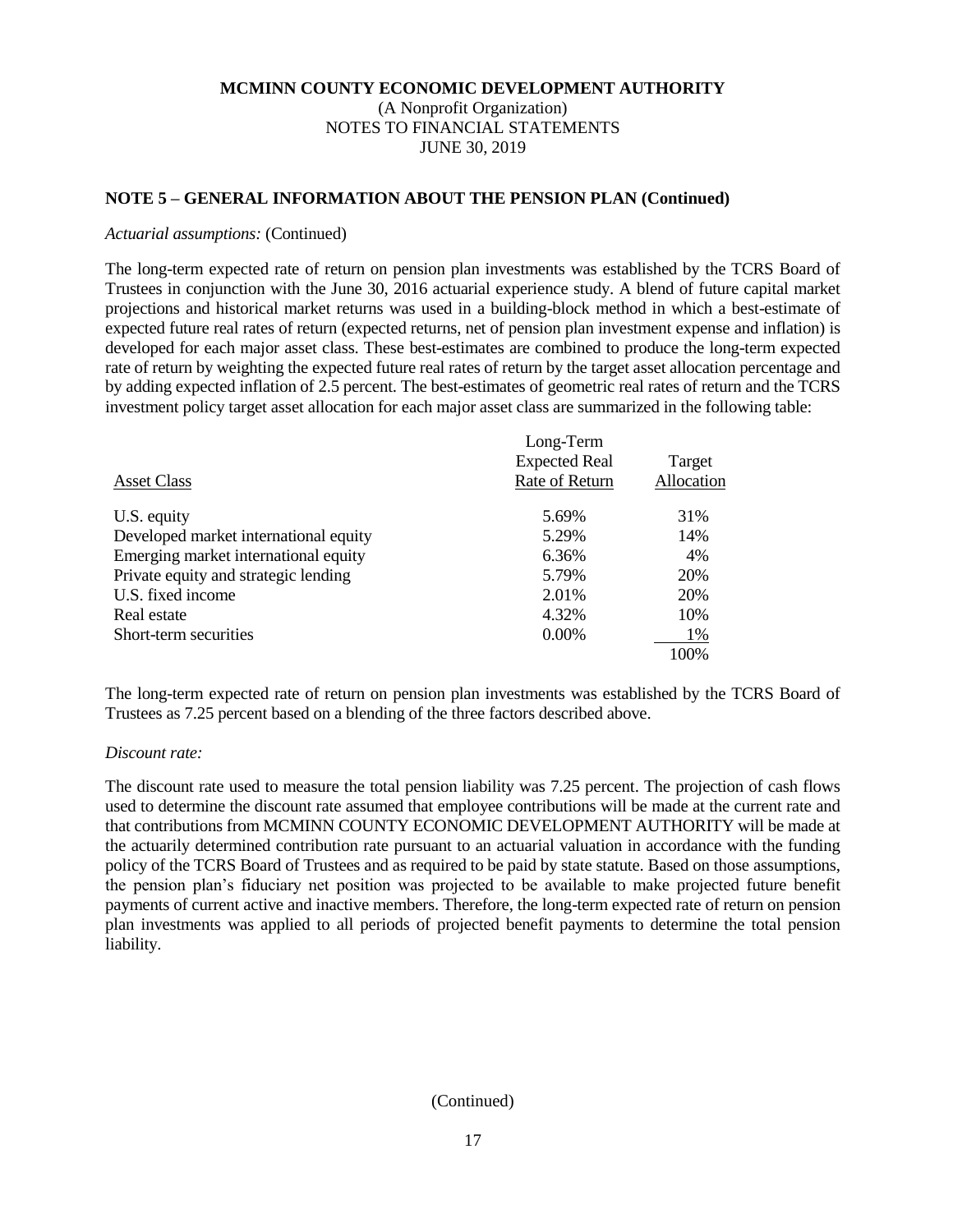**MCMINN COUNTY ECONOMIC DEVELOPMENT AUTHORITY**
(A Nonprofit Organization)
NOTES TO FINANCIAL STATEMENTS
JUNE 30, 2019

## NOTE 5 – GENERAL INFORMATION ABOUT THE PENSION PLAN (Continued)

*Actuarial assumptions:* (Continued)

The long-term expected rate of return on pension plan investments was established by the TCRS Board of Trustees in conjunction with the June 30, 2016 actuarial experience study. A blend of future capital market projections and historical market returns was used in a building-block method in which a best-estimate of expected future real rates of return (expected returns, net of pension plan investment expense and inflation) is developed for each major asset class. These best-estimates are combined to produce the long-term expected rate of return by weighting the expected future real rates of return by the target asset allocation percentage and by adding expected inflation of 2.5 percent. The best-estimates of geometric real rates of return and the TCRS investment policy target asset allocation for each major asset class are summarized in the following table:

| Asset Class | Long-Term Expected Real Rate of Return | Target Allocation |
|---|---|---|
| U.S. equity | 5.69% | 31% |
| Developed market international equity | 5.29% | 14% |
| Emerging market international equity | 6.36% | 4% |
| Private equity and strategic lending | 5.79% | 20% |
| U.S. fixed income | 2.01% | 20% |
| Real estate | 4.32% | 10% |
| Short-term securities | 0.00% | 1% |
| | | 100% |

The long-term expected rate of return on pension plan investments was established by the TCRS Board of Trustees as 7.25 percent based on a blending of the three factors described above.

*Discount rate:*

The discount rate used to measure the total pension liability was 7.25 percent. The projection of cash flows used to determine the discount rate assumed that employee contributions will be made at the current rate and that contributions from MCMINN COUNTY ECONOMIC DEVELOPMENT AUTHORITY will be made at the actuarially determined contribution rate pursuant to an actuarial valuation in accordance with the funding policy of the TCRS Board of Trustees and as required to be paid by state statute. Based on those assumptions, the pension plan's fiduciary net position was projected to be available to make projected future benefit payments of current active and inactive members. Therefore, the long-term expected rate of return on pension plan investments was applied to all periods of projected benefit payments to determine the total pension liability.

(Continued)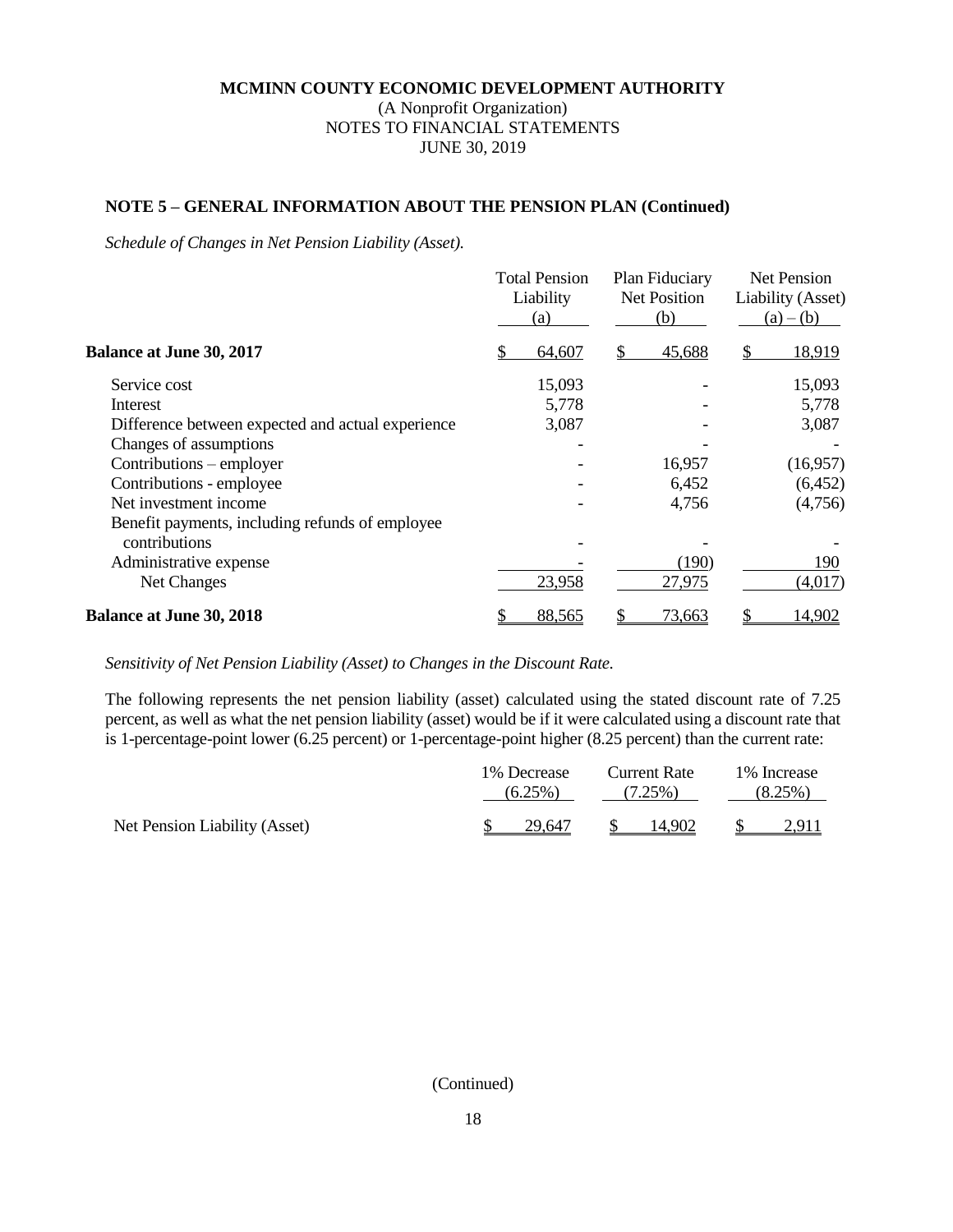**MCMINN COUNTY ECONOMIC DEVELOPMENT AUTHORITY**
(A Nonprofit Organization)
NOTES TO FINANCIAL STATEMENTS
JUNE 30, 2019

## NOTE 5 – GENERAL INFORMATION ABOUT THE PENSION PLAN (Continued)

*Schedule of Changes in Net Pension Liability (Asset).*

| | Total Pension Liability (a) | Plan Fiduciary Net Position (b) | Net Pension Liability (Asset) (a) – (b) |
|---|---|---|---|
| **Balance at June 30, 2017** | $ 64,607 | $ 45,688 | $ 18,919 |
| Service cost | 15,093 | - | 15,093 |
| Interest | 5,778 | - | 5,778 |
| Difference between expected and actual experience | 3,087 | - | 3,087 |
| Changes of assumptions | - | - | - |
| Contributions – employer | - | 16,957 | (16,957) |
| Contributions - employee | - | 6,452 | (6,452) |
| Net investment income | - | 4,756 | (4,756) |
| Benefit payments, including refunds of employee contributions | - | - | - |
| Administrative expense | - | (190) | 190 |
| Net Changes | 23,958 | 27,975 | (4,017) |
| **Balance at June 30, 2018** | $ 88,565 | $ 73,663 | $ 14,902 |

*Sensitivity of Net Pension Liability (Asset) to Changes in the Discount Rate.*

The following represents the net pension liability (asset) calculated using the stated discount rate of 7.25 percent, as well as what the net pension liability (asset) would be if it were calculated using a discount rate that is 1-percentage-point lower (6.25 percent) or 1-percentage-point higher (8.25 percent) than the current rate:

| | 1% Decrease (6.25%) | Current Rate (7.25%) | 1% Increase (8.25%) |
|---|---|---|---|
| Net Pension Liability (Asset) | $ 29,647 | $ 14,902 | $ 2,911 |

(Continued)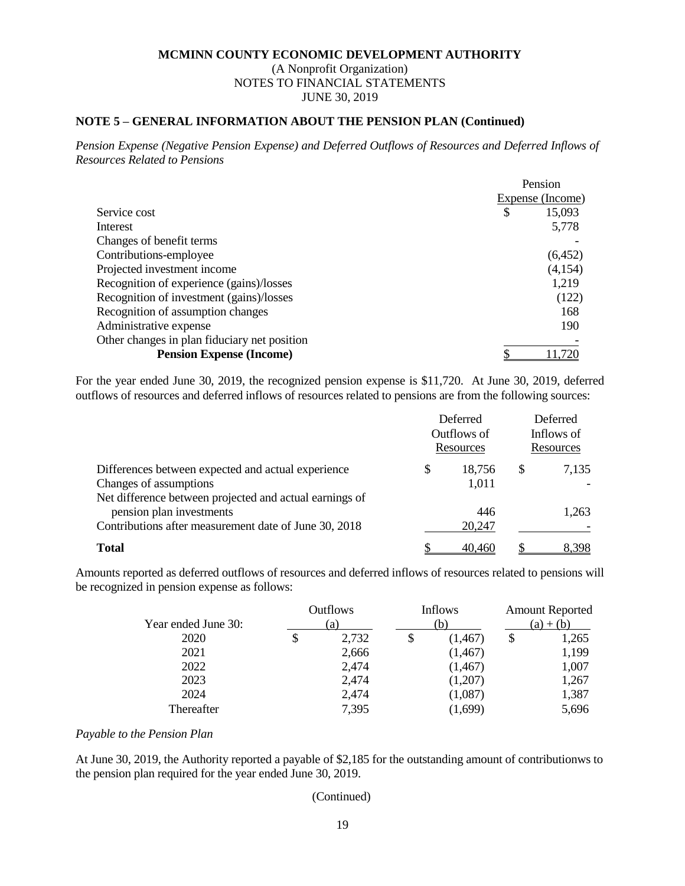**MCMINN COUNTY ECONOMIC DEVELOPMENT AUTHORITY**
(A Nonprofit Organization)
NOTES TO FINANCIAL STATEMENTS
JUNE 30, 2019

**NOTE 5 – GENERAL INFORMATION ABOUT THE PENSION PLAN (Continued)**

*Pension Expense (Negative Pension Expense) and Deferred Outflows of Resources and Deferred Inflows of Resources Related to Pensions*

| | Pension Expense (Income) |
|---|---|
| Service cost | $ 15,093 |
| Interest | 5,778 |
| Changes of benefit terms | - |
| Contributions-employee | (6,452) |
| Projected investment income | (4,154) |
| Recognition of experience (gains)/losses | 1,219 |
| Recognition of investment (gains)/losses | (122) |
| Recognition of assumption changes | 168 |
| Administrative expense | 190 |
| Other changes in plan fiduciary net position | - |
| **Pension Expense (Income)** | $ 11,720 |

For the year ended June 30, 2019, the recognized pension expense is $11,720. At June 30, 2019, deferred outflows of resources and deferred inflows of resources related to pensions are from the following sources:

| | Deferred Outflows of Resources | Deferred Inflows of Resources |
|---|---|---|
| Differences between expected and actual experience | $ 18,756 | $ 7,135 |
| Changes of assumptions | 1,011 | - |
| Net difference between projected and actual earnings of pension plan investments | 446 | 1,263 |
| Contributions after measurement date of June 30, 2018 | 20,247 | - |
| **Total** | $ 40,460 | $ 8,398 |

Amounts reported as deferred outflows of resources and deferred inflows of resources related to pensions will be recognized in pension expense as follows:

| Year ended June 30: | Outflows (a) | Inflows (b) | Amount Reported (a) + (b) |
|---|---|---|---|
| 2020 | $ 2,732 | $ (1,467) | $ 1,265 |
| 2021 | 2,666 | (1,467) | 1,199 |
| 2022 | 2,474 | (1,467) | 1,007 |
| 2023 | 2,474 | (1,207) | 1,267 |
| 2024 | 2,474 | (1,087) | 1,387 |
| Thereafter | 7,395 | (1,699) | 5,696 |

*Payable to the Pension Plan*

At June 30, 2019, the Authority reported a payable of $2,185 for the outstanding amount of contributionws to the pension plan required for the year ended June 30, 2019.

(Continued)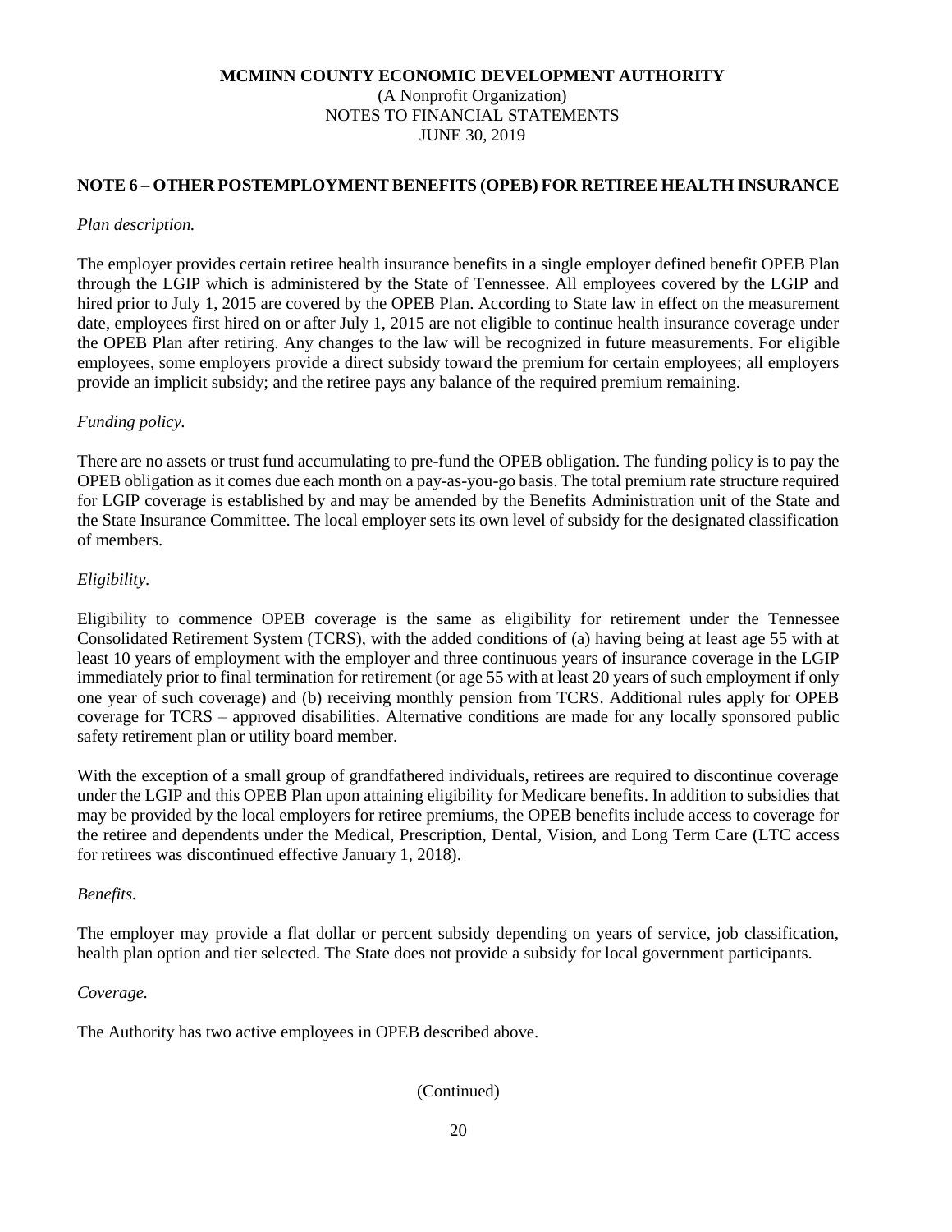**MCMINN COUNTY ECONOMIC DEVELOPMENT AUTHORITY**
(A Nonprofit Organization)
NOTES TO FINANCIAL STATEMENTS
JUNE 30, 2019

## NOTE 6 – OTHER POSTEMPLOYMENT BENEFITS (OPEB) FOR RETIREE HEALTH INSURANCE

*Plan description.*

The employer provides certain retiree health insurance benefits in a single employer defined benefit OPEB Plan through the LGIP which is administered by the State of Tennessee. All employees covered by the LGIP and hired prior to July 1, 2015 are covered by the OPEB Plan. According to State law in effect on the measurement date, employees first hired on or after July 1, 2015 are not eligible to continue health insurance coverage under the OPEB Plan after retiring. Any changes to the law will be recognized in future measurements. For eligible employees, some employers provide a direct subsidy toward the premium for certain employees; all employers provide an implicit subsidy; and the retiree pays any balance of the required premium remaining.

*Funding policy.*

There are no assets or trust fund accumulating to pre-fund the OPEB obligation. The funding policy is to pay the OPEB obligation as it comes due each month on a pay-as-you-go basis. The total premium rate structure required for LGIP coverage is established by and may be amended by the Benefits Administration unit of the State and the State Insurance Committee. The local employer sets its own level of subsidy for the designated classification of members.

*Eligibility.*

Eligibility to commence OPEB coverage is the same as eligibility for retirement under the Tennessee Consolidated Retirement System (TCRS), with the added conditions of (a) having being at least age 55 with at least 10 years of employment with the employer and three continuous years of insurance coverage in the LGIP immediately prior to final termination for retirement (or age 55 with at least 20 years of such employment if only one year of such coverage) and (b) receiving monthly pension from TCRS. Additional rules apply for OPEB coverage for TCRS – approved disabilities. Alternative conditions are made for any locally sponsored public safety retirement plan or utility board member.

With the exception of a small group of grandfathered individuals, retirees are required to discontinue coverage under the LGIP and this OPEB Plan upon attaining eligibility for Medicare benefits. In addition to subsidies that may be provided by the local employers for retiree premiums, the OPEB benefits include access to coverage for the retiree and dependents under the Medical, Prescription, Dental, Vision, and Long Term Care (LTC access for retirees was discontinued effective January 1, 2018).

*Benefits.*

The employer may provide a flat dollar or percent subsidy depending on years of service, job classification, health plan option and tier selected. The State does not provide a subsidy for local government participants.

*Coverage.*

The Authority has two active employees in OPEB described above.

(Continued)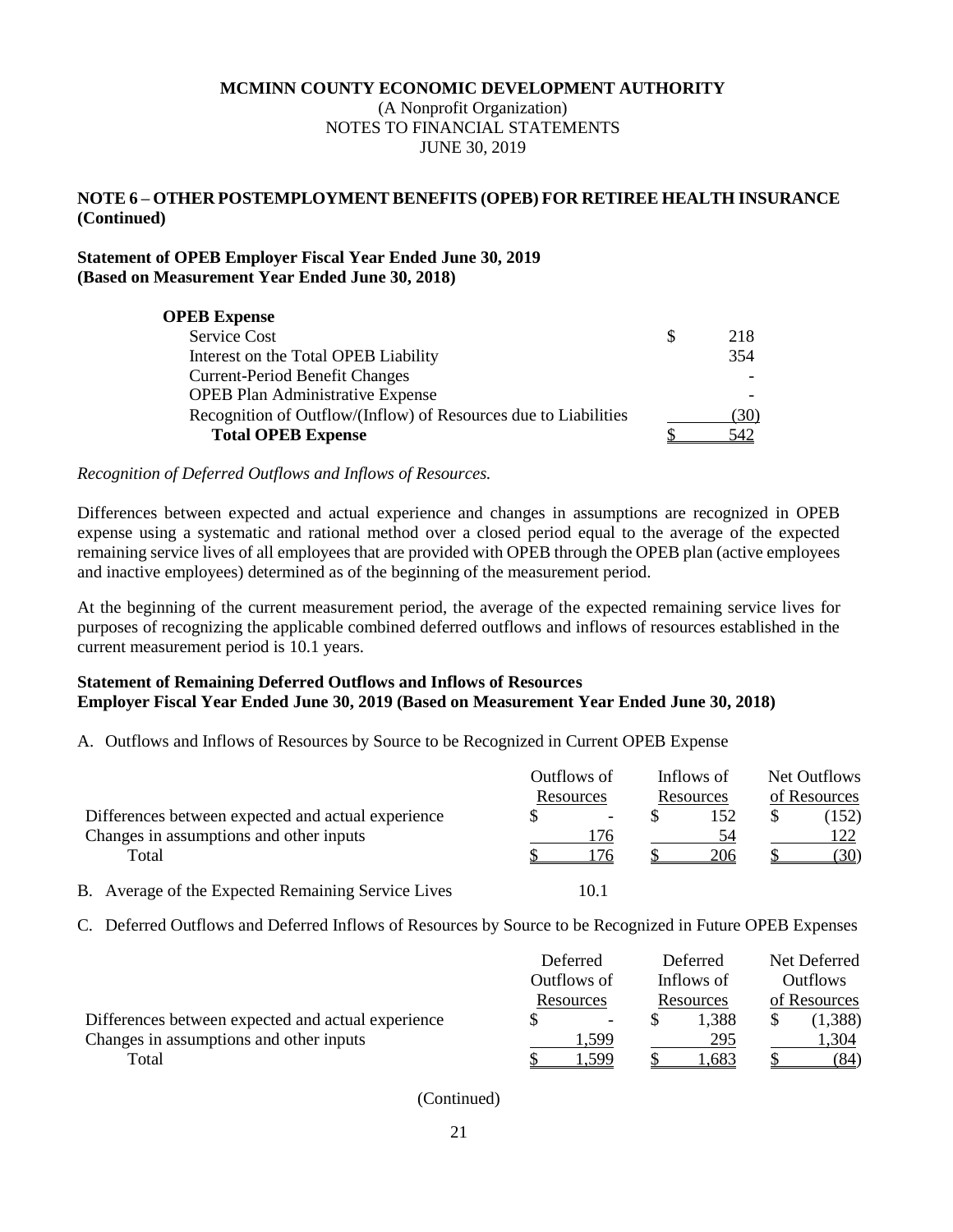**MCMINN COUNTY ECONOMIC DEVELOPMENT AUTHORITY**
(A Nonprofit Organization)
NOTES TO FINANCIAL STATEMENTS
JUNE 30, 2019

**NOTE 6 – OTHER POSTEMPLOYMENT BENEFITS (OPEB) FOR RETIREE HEALTH INSURANCE (Continued)**

**Statement of OPEB Employer Fiscal Year Ended June 30, 2019 (Based on Measurement Year Ended June 30, 2018)**

| **OPEB Expense** | |
|---|---|
| Service Cost | $ 218 |
| Interest on the Total OPEB Liability | 354 |
| Current-Period Benefit Changes | - |
| OPEB Plan Administrative Expense | - |
| Recognition of Outflow/(Inflow) of Resources due to Liabilities | (30) |
| **Total OPEB Expense** | $ 542 |

*Recognition of Deferred Outflows and Inflows of Resources.*

Differences between expected and actual experience and changes in assumptions are recognized in OPEB expense using a systematic and rational method over a closed period equal to the average of the expected remaining service lives of all employees that are provided with OPEB through the OPEB plan (active employees and inactive employees) determined as of the beginning of the measurement period.

At the beginning of the current measurement period, the average of the expected remaining service lives for purposes of recognizing the applicable combined deferred outflows and inflows of resources established in the current measurement period is 10.1 years.

**Statement of Remaining Deferred Outflows and Inflows of Resources Employer Fiscal Year Ended June 30, 2019 (Based on Measurement Year Ended June 30, 2018)**

A. Outflows and Inflows of Resources by Source to be Recognized in Current OPEB Expense

| | Outflows of Resources | Inflows of Resources | Net Outflows of Resources |
|---|---|---|---|
| Differences between expected and actual experience | $ - | $ 152 | $ (152) |
| Changes in assumptions and other inputs | 176 | 54 | 122 |
| Total | $ 176 | $ 206 | $ (30) |

B. Average of the Expected Remaining Service Lives 10.1

C. Deferred Outflows and Deferred Inflows of Resources by Source to be Recognized in Future OPEB Expenses

| | Deferred Outflows of Resources | Deferred Inflows of Resources | Net Deferred Outflows of Resources |
|---|---|---|---|
| Differences between expected and actual experience | $ - | $ 1,388 | $ (1,388) |
| Changes in assumptions and other inputs | 1,599 | 295 | 1,304 |
| Total | $ 1,599 | $ 1,683 | $ (84) |

(Continued)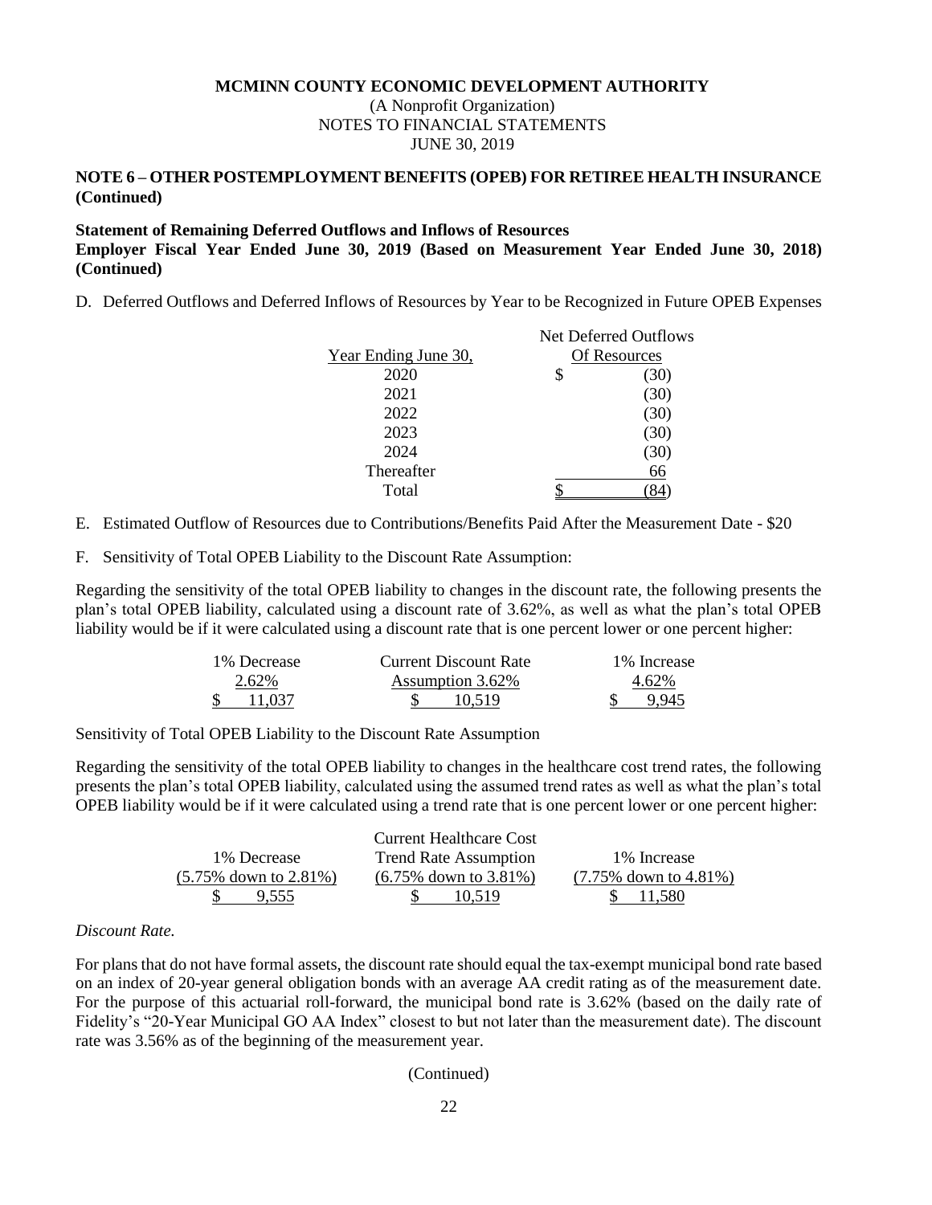**MCMINN COUNTY ECONOMIC DEVELOPMENT AUTHORITY**
(A Nonprofit Organization)
NOTES TO FINANCIAL STATEMENTS
JUNE 30, 2019

**NOTE 6 – OTHER POSTEMPLOYMENT BENEFITS (OPEB) FOR RETIREE HEALTH INSURANCE (Continued)**

**Statement of Remaining Deferred Outflows and Inflows of Resources**
**Employer Fiscal Year Ended June 30, 2019 (Based on Measurement Year Ended June 30, 2018) (Continued)**

D. Deferred Outflows and Deferred Inflows of Resources by Year to be Recognized in Future OPEB Expenses

| Year Ending June 30, | Net Deferred Outflows Of Resources |
|---|---|
| 2020 | $ (30) |
| 2021 | (30) |
| 2022 | (30) |
| 2023 | (30) |
| 2024 | (30) |
| Thereafter | 66 |
| Total | $ (84) |

E. Estimated Outflow of Resources due to Contributions/Benefits Paid After the Measurement Date - $20

F. Sensitivity of Total OPEB Liability to the Discount Rate Assumption:

Regarding the sensitivity of the total OPEB liability to changes in the discount rate, the following presents the plan's total OPEB liability, calculated using a discount rate of 3.62%, as well as what the plan's total OPEB liability would be if it were calculated using a discount rate that is one percent lower or one percent higher:

| 1% Decrease 2.62% | Current Discount Rate Assumption 3.62% | 1% Increase 4.62% |
|---|---|---|
| $ 11,037 | $ 10,519 | $ 9,945 |

Sensitivity of Total OPEB Liability to the Discount Rate Assumption

Regarding the sensitivity of the total OPEB liability to changes in the healthcare cost trend rates, the following presents the plan's total OPEB liability, calculated using the assumed trend rates as well as what the plan's total OPEB liability would be if it were calculated using a trend rate that is one percent lower or one percent higher:

| 1% Decrease (5.75% down to 2.81%) | Current Healthcare Cost Trend Rate Assumption (6.75% down to 3.81%) | 1% Increase (7.75% down to 4.81%) |
|---|---|---|
| $ 9,555 | $ 10,519 | $ 11,580 |

*Discount Rate.*

For plans that do not have formal assets, the discount rate should equal the tax-exempt municipal bond rate based on an index of 20-year general obligation bonds with an average AA credit rating as of the measurement date. For the purpose of this actuarial roll-forward, the municipal bond rate is 3.62% (based on the daily rate of Fidelity's "20-Year Municipal GO AA Index" closest to but not later than the measurement date). The discount rate was 3.56% as of the beginning of the measurement year.

(Continued)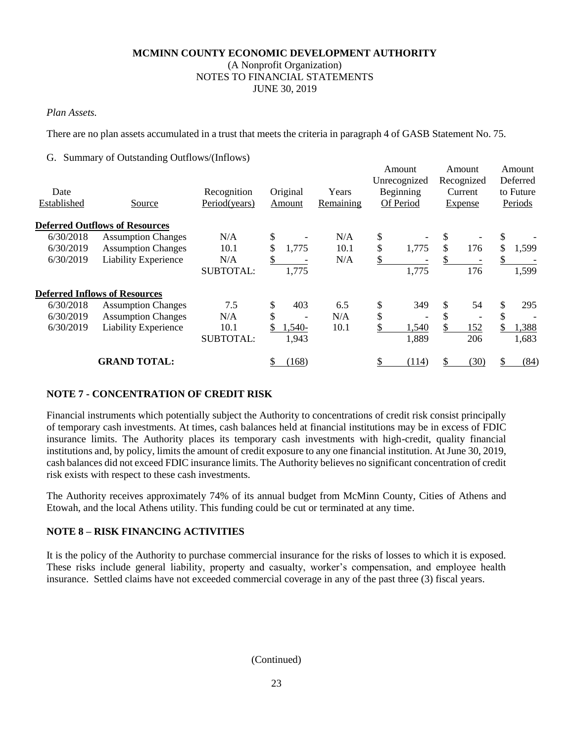*Plan Assets.*

There are no plan assets accumulated in a trust that meets the criteria in paragraph 4 of GASB Statement No. 75.

G. Summary of Outstanding Outflows/(Inflows)

| Date Established | Source | Recognition Period(years) | Original Amount | Years Remaining | Amount Unrecognized Beginning Of Period | Amount Recognized Current Expense | Amount Deferred to Future Periods |
|---|---|---|---|---|---|---|---|
| **Deferred Outflows of Resources** | | | | | | | |
| 6/30/2018 | Assumption Changes | N/A | $ - | N/A | $ - | $ - | $ - |
| 6/30/2019 | Assumption Changes | 10.1 | $ 1,775 | 10.1 | $ 1,775 | $ 176 | $ 1,599 |
| 6/30/2019 | Liability Experience | N/A | $ - | N/A | $ - | $ - | $ - |
| | | SUBTOTAL: | 1,775 | | 1,775 | 176 | 1,599 |
| **Deferred Inflows of Resources** | | | | | | | |
| 6/30/2018 | Assumption Changes | 7.5 | $ 403 | 6.5 | $ 349 | $ 54 | $ 295 |
| 6/30/2019 | Assumption Changes | N/A | $ - | N/A | $ - | $ - | $ - |
| 6/30/2019 | Liability Experience | 10.1 | $ 1,540- | 10.1 | $ 1,540 | $ 152 | $ 1,388 |
| | | SUBTOTAL: | 1,943 | | 1,889 | 206 | 1,683 |
| | **GRAND TOTAL:** | | $ (168) | | $ (114) | $ (30) | $ (84) |

## NOTE 7 - CONCENTRATION OF CREDIT RISK

Financial instruments which potentially subject the Authority to concentrations of credit risk consist principally of temporary cash investments. At times, cash balances held at financial institutions may be in excess of FDIC insurance limits. The Authority places its temporary cash investments with high-credit, quality financial institutions and, by policy, limits the amount of credit exposure to any one financial institution. At June 30, 2019, cash balances did not exceed FDIC insurance limits. The Authority believes no significant concentration of credit risk exists with respect to these cash investments.

The Authority receives approximately 74% of its annual budget from McMinn County, Cities of Athens and Etowah, and the local Athens utility. This funding could be cut or terminated at any time.

## NOTE 8 – RISK FINANCING ACTIVITIES

It is the policy of the Authority to purchase commercial insurance for the risks of losses to which it is exposed. These risks include general liability, property and casualty, worker's compensation, and employee health insurance. Settled claims have not exceeded commercial coverage in any of the past three (3) fiscal years.

(Continued)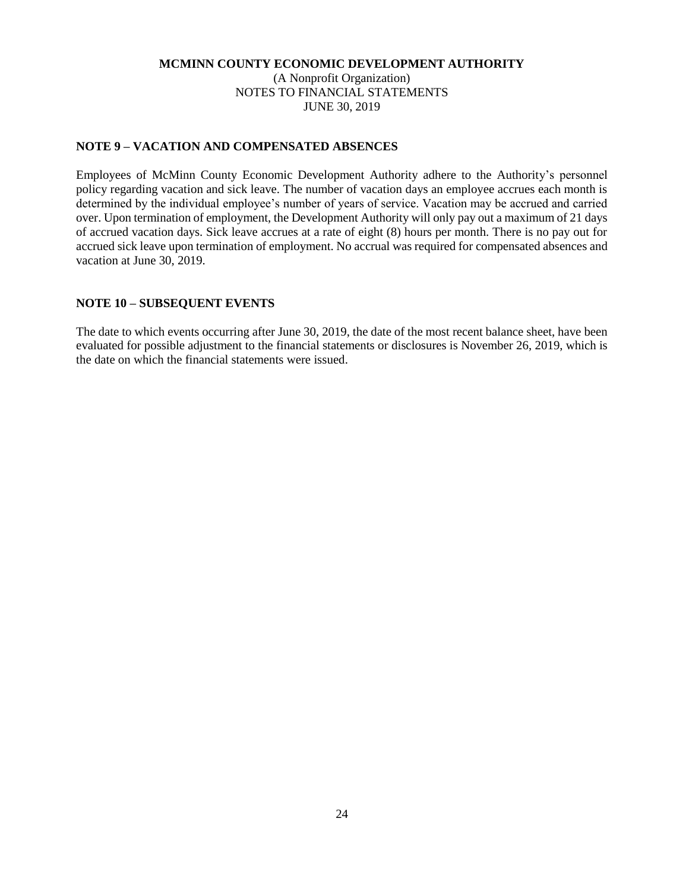**MCMINN COUNTY ECONOMIC DEVELOPMENT AUTHORITY**
(A Nonprofit Organization)
NOTES TO FINANCIAL STATEMENTS
JUNE 30, 2019

## NOTE 9 – VACATION AND COMPENSATED ABSENCES

Employees of McMinn County Economic Development Authority adhere to the Authority's personnel policy regarding vacation and sick leave. The number of vacation days an employee accrues each month is determined by the individual employee's number of years of service. Vacation may be accrued and carried over. Upon termination of employment, the Development Authority will only pay out a maximum of 21 days of accrued vacation days. Sick leave accrues at a rate of eight (8) hours per month. There is no pay out for accrued sick leave upon termination of employment. No accrual was required for compensated absences and vacation at June 30, 2019.

## NOTE 10 – SUBSEQUENT EVENTS

The date to which events occurring after June 30, 2019, the date of the most recent balance sheet, have been evaluated for possible adjustment to the financial statements or disclosures is November 26, 2019, which is the date on which the financial statements were issued.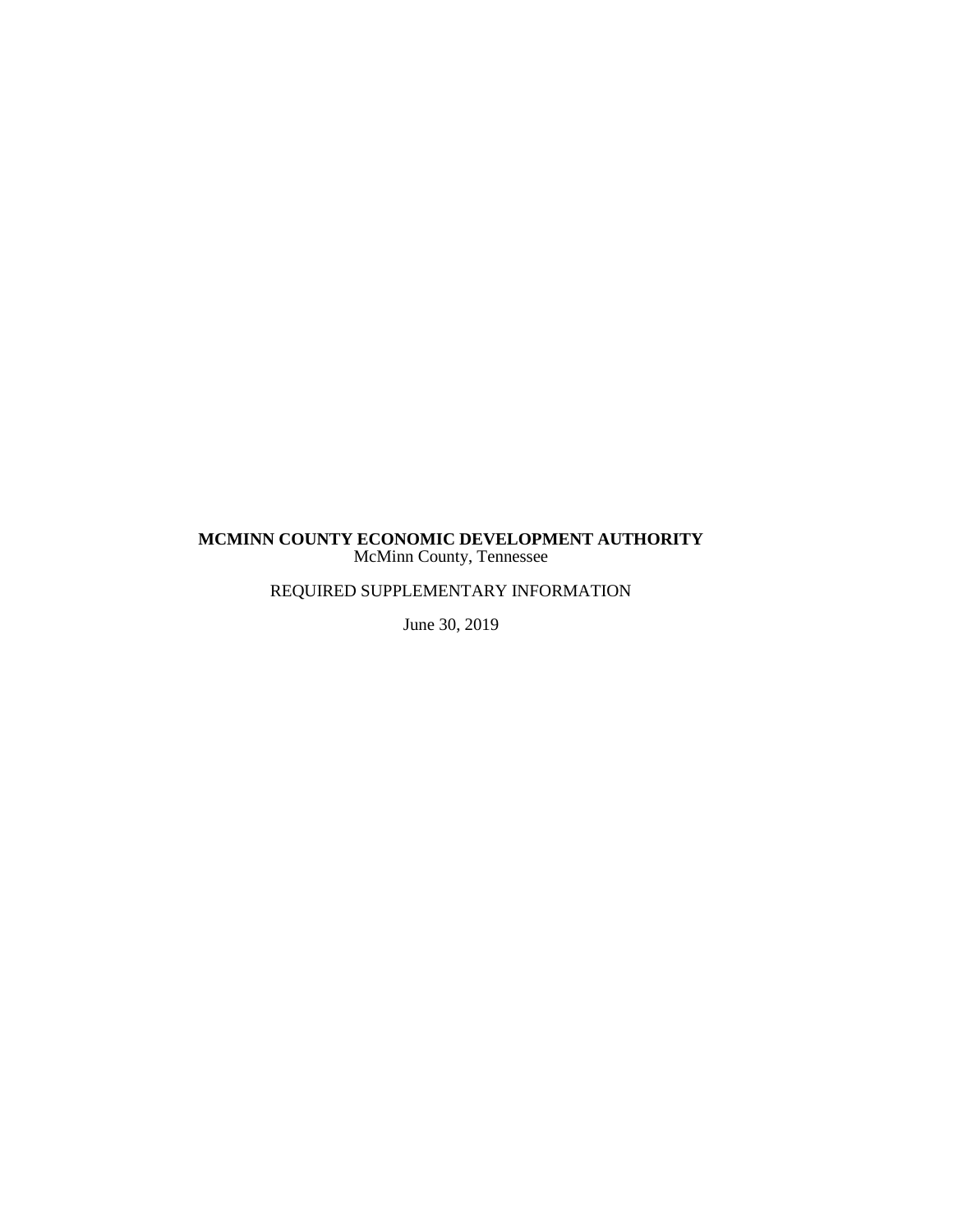**MCMINN COUNTY ECONOMIC DEVELOPMENT AUTHORITY**
McMinn County, Tennessee

REQUIRED SUPPLEMENTARY INFORMATION

June 30, 2019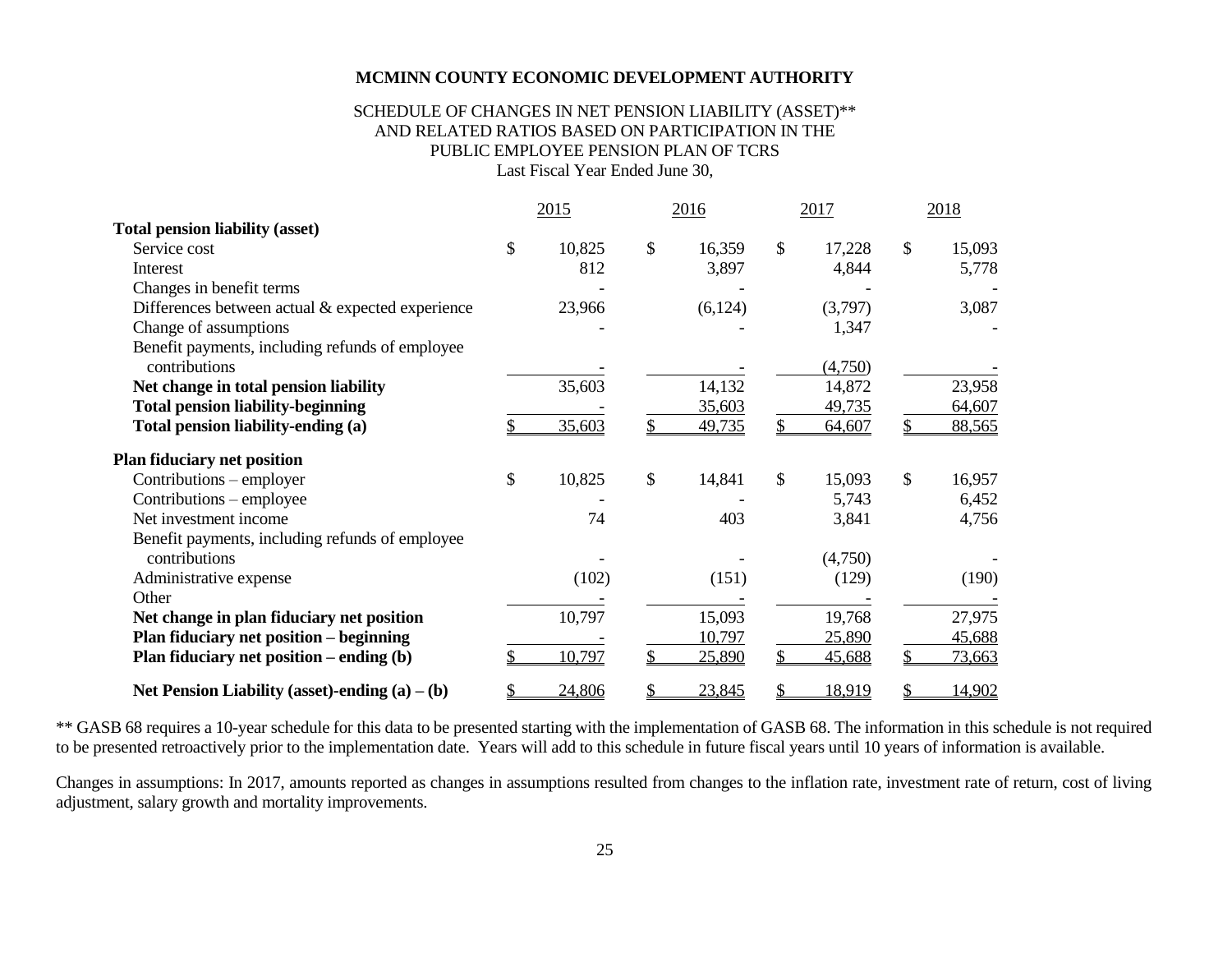**MCMINN COUNTY ECONOMIC DEVELOPMENT AUTHORITY**

SCHEDULE OF CHANGES IN NET PENSION LIABILITY (ASSET)**
AND RELATED RATIOS BASED ON PARTICIPATION IN THE
PUBLIC EMPLOYEE PENSION PLAN OF TCRS
Last Fiscal Year Ended June 30,

| | 2015 | 2016 | 2017 | 2018 |
|---|---|---|---|---|
| **Total pension liability (asset)** | | | | |
| Service cost | $ 10,825 | $ 16,359 | $ 17,228 | $ 15,093 |
| Interest | 812 | 3,897 | 4,844 | 5,778 |
| Changes in benefit terms | - | - | - | - |
| Differences between actual & expected experience | 23,966 | (6,124) | (3,797) | 3,087 |
| Change of assumptions | - | - | 1,347 | - |
| Benefit payments, including refunds of employee contributions | - | - | (4,750) | - |
| **Net change in total pension liability** | 35,603 | 14,132 | 14,872 | 23,958 |
| **Total pension liability-beginning** | - | 35,603 | 49,735 | 64,607 |
| **Total pension liability-ending (a)** | $ 35,603 | $ 49,735 | $ 64,607 | $ 88,565 |
| **Plan fiduciary net position** | | | | |
| Contributions – employer | $ 10,825 | $ 14,841 | $ 15,093 | $ 16,957 |
| Contributions – employee | - | - | 5,743 | 6,452 |
| Net investment income | 74 | 403 | 3,841 | 4,756 |
| Benefit payments, including refunds of employee contributions | - | - | (4,750) | - |
| Administrative expense | (102) | (151) | (129) | (190) |
| Other | - | - | - | - |
| **Net change in plan fiduciary net position** | 10,797 | 15,093 | 19,768 | 27,975 |
| **Plan fiduciary net position – beginning** | - | 10,797 | 25,890 | 45,688 |
| **Plan fiduciary net position – ending (b)** | $ 10,797 | $ 25,890 | $ 45,688 | $ 73,663 |
| **Net Pension Liability (asset)-ending (a) – (b)** | $ 24,806 | $ 23,845 | $ 18,919 | $ 14,902 |

** GASB 68 requires a 10-year schedule for this data to be presented starting with the implementation of GASB 68. The information in this schedule is not required to be presented retroactively prior to the implementation date. Years will add to this schedule in future fiscal years until 10 years of information is available.

Changes in assumptions: In 2017, amounts reported as changes in assumptions resulted from changes to the inflation rate, investment rate of return, cost of living adjustment, salary growth and mortality improvements.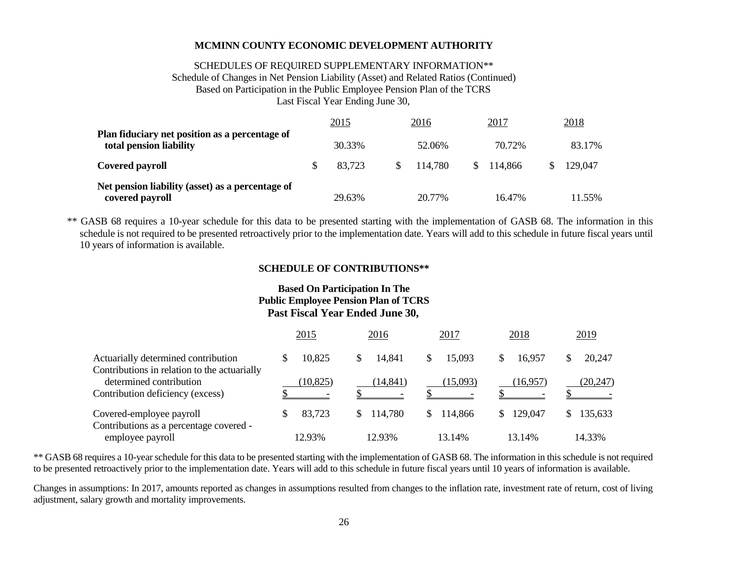**MCMINN COUNTY ECONOMIC DEVELOPMENT AUTHORITY**

SCHEDULES OF REQUIRED SUPPLEMENTARY INFORMATION**
Schedule of Changes in Net Pension Liability (Asset) and Related Ratios (Continued)
Based on Participation in the Public Employee Pension Plan of the TCRS
Last Fiscal Year Ending June 30,

| | 2015 | 2016 | 2017 | 2018 |
|---|---|---|---|---|
| **Plan fiduciary net position as a percentage of total pension liability** | 30.33% | 52.06% | 70.72% | 83.17% |
| **Covered payroll** | $ 83,723 | $ 114,780 | $ 114,866 | $ 129,047 |
| **Net pension liability (asset) as a percentage of covered payroll** | 29.63% | 20.77% | 16.47% | 11.55% |

** GASB 68 requires a 10-year schedule for this data to be presented starting with the implementation of GASB 68. The information in this schedule is not required to be presented retroactively prior to the implementation date. Years will add to this schedule in future fiscal years until 10 years of information is available.

**SCHEDULE OF CONTRIBUTIONS****

**Based On Participation In The**
**Public Employee Pension Plan of TCRS**
**Past Fiscal Year Ended June 30,**

| | 2015 | 2016 | 2017 | 2018 | 2019 |
|---|---|---|---|---|---|
| Actuarially determined contribution | $ 10,825 | $ 14,841 | $ 15,093 | $ 16,957 | $ 20,247 |
| Contributions in relation to the actuarially determined contribution | (10,825) | (14,841) | (15,093) | (16,957) | (20,247) |
| Contribution deficiency (excess) | $ - | $ - | $ - | $ - | $ - |
| Covered-employee payroll | $ 83,723 | $ 114,780 | $ 114,866 | $ 129,047 | $ 135,633 |
| Contributions as a percentage covered - employee payroll | 12.93% | 12.93% | 13.14% | 13.14% | 14.33% |

** GASB 68 requires a 10-year schedule for this data to be presented starting with the implementation of GASB 68. The information in this schedule is not required to be presented retroactively prior to the implementation date. Years will add to this schedule in future fiscal years until 10 years of information is available.

Changes in assumptions: In 2017, amounts reported as changes in assumptions resulted from changes to the inflation rate, investment rate of return, cost of living adjustment, salary growth and mortality improvements.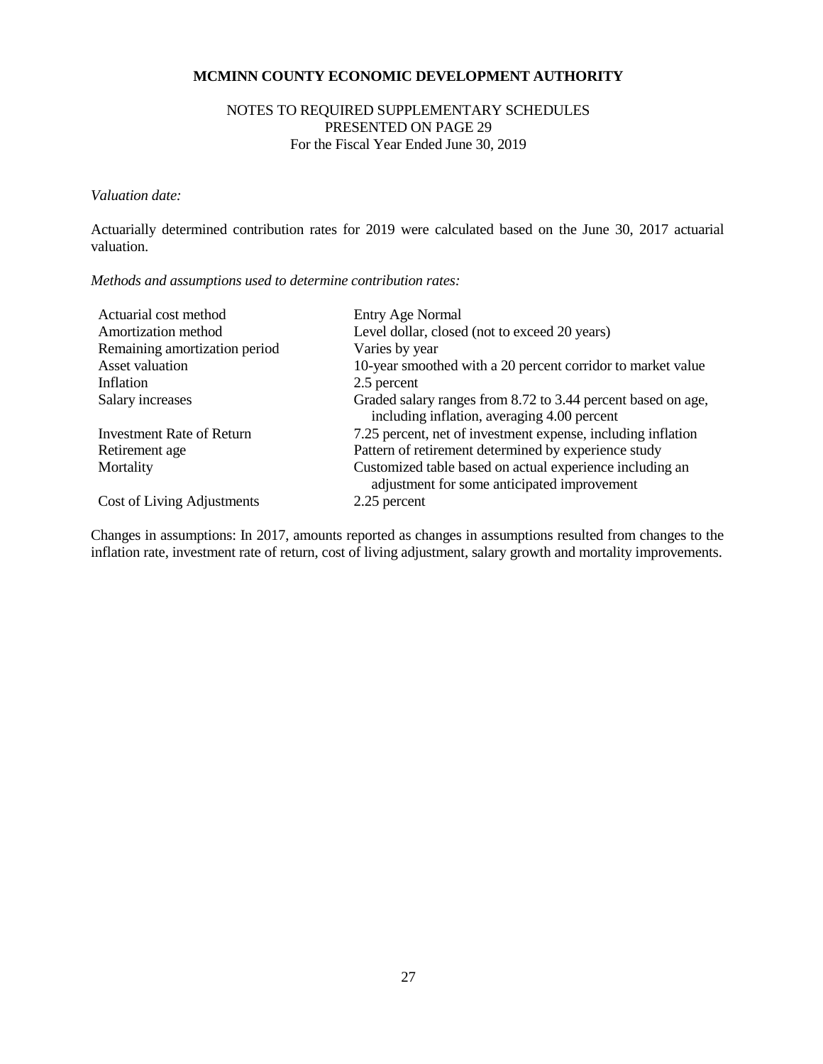**MCMINN COUNTY ECONOMIC DEVELOPMENT AUTHORITY**

NOTES TO REQUIRED SUPPLEMENTARY SCHEDULES
PRESENTED ON PAGE 29
For the Fiscal Year Ended June 30, 2019

*Valuation date:*

Actuarially determined contribution rates for 2019 were calculated based on the June 30, 2017 actuarial valuation.

*Methods and assumptions used to determine contribution rates:*

| | |
|---|---|
| Actuarial cost method | Entry Age Normal |
| Amortization method | Level dollar, closed (not to exceed 20 years) |
| Remaining amortization period | Varies by year |
| Asset valuation | 10-year smoothed with a 20 percent corridor to market value |
| Inflation | 2.5 percent |
| Salary increases | Graded salary ranges from 8.72 to 3.44 percent based on age, including inflation, averaging 4.00 percent |
| Investment Rate of Return | 7.25 percent, net of investment expense, including inflation |
| Retirement age | Pattern of retirement determined by experience study |
| Mortality | Customized table based on actual experience including an adjustment for some anticipated improvement |
| Cost of Living Adjustments | 2.25 percent |

Changes in assumptions: In 2017, amounts reported as changes in assumptions resulted from changes to the inflation rate, investment rate of return, cost of living adjustment, salary growth and mortality improvements.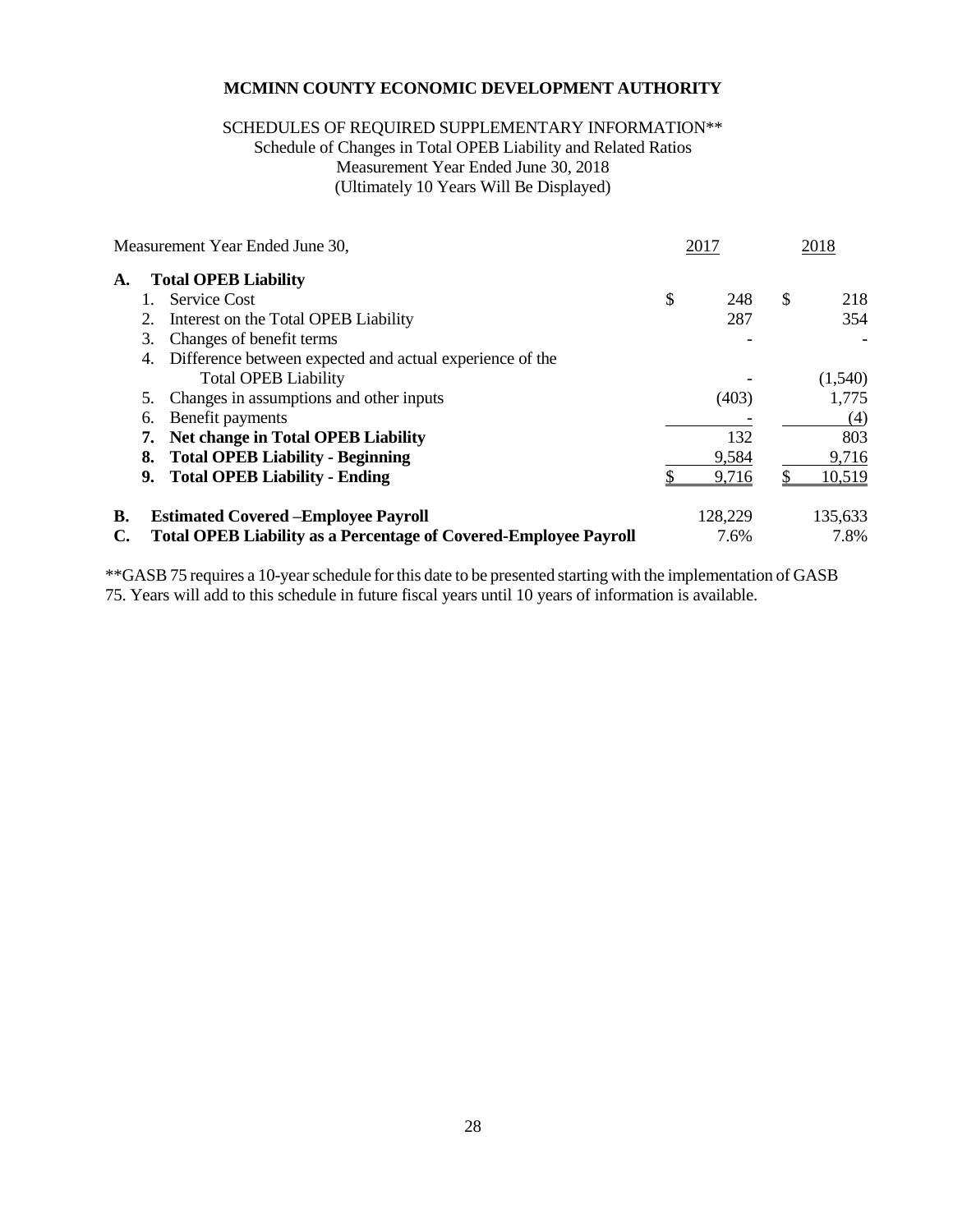# MCMINN COUNTY ECONOMIC DEVELOPMENT AUTHORITY

SCHEDULES OF REQUIRED SUPPLEMENTARY INFORMATION**
Schedule of Changes in Total OPEB Liability and Related Ratios
Measurement Year Ended June 30, 2018
(Ultimately 10 Years Will Be Displayed)

| Measurement Year Ended June 30, | 2017 | 2018 |
|---|---|---|
| **A. Total OPEB Liability** | | |
| 1. Service Cost | $ 248 | $ 218 |
| 2. Interest on the Total OPEB Liability | 287 | 354 |
| 3. Changes of benefit terms | - | - |
| 4. Difference between expected and actual experience of the Total OPEB Liability | - | (1,540) |
| 5. Changes in assumptions and other inputs | (403) | 1,775 |
| 6. Benefit payments | - | (4) |
| **7. Net change in Total OPEB Liability** | 132 | 803 |
| **8. Total OPEB Liability - Beginning** | 9,584 | 9,716 |
| **9. Total OPEB Liability - Ending** | $ 9,716 | $ 10,519 |
| **B. Estimated Covered –Employee Payroll** | 128,229 | 135,633 |
| **C. Total OPEB Liability as a Percentage of Covered-Employee Payroll** | 7.6% | 7.8% |

**GASB 75 requires a 10-year schedule for this date to be presented starting with the implementation of GASB 75. Years will add to this schedule in future fiscal years until 10 years of information is available.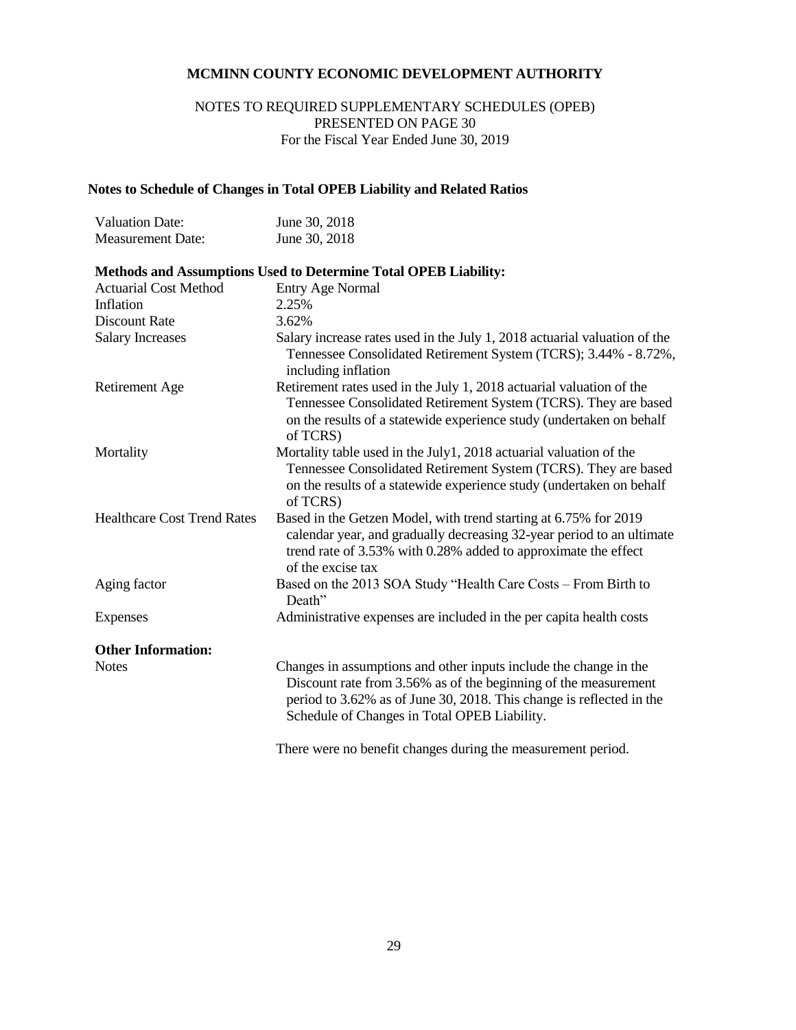**MCMINN COUNTY ECONOMIC DEVELOPMENT AUTHORITY**

NOTES TO REQUIRED SUPPLEMENTARY SCHEDULES (OPEB)
PRESENTED ON PAGE 30
For the Fiscal Year Ended June 30, 2019

**Notes to Schedule of Changes in Total OPEB Liability and Related Ratios**

| | |
|---|---|
| Valuation Date: | June 30, 2018 |
| Measurement Date: | June 30, 2018 |

**Methods and Assumptions Used to Determine Total OPEB Liability:**

| | |
|---|---|
| Actuarial Cost Method | Entry Age Normal |
| Inflation | 2.25% |
| Discount Rate | 3.62% |
| Salary Increases | Salary increase rates used in the July 1, 2018 actuarial valuation of the Tennessee Consolidated Retirement System (TCRS); 3.44% - 8.72%, including inflation |
| Retirement Age | Retirement rates used in the July 1, 2018 actuarial valuation of the Tennessee Consolidated Retirement System (TCRS). They are based on the results of a statewide experience study (undertaken on behalf of TCRS) |
| Mortality | Mortality table used in the July1, 2018 actuarial valuation of the Tennessee Consolidated Retirement System (TCRS). They are based on the results of a statewide experience study (undertaken on behalf of TCRS) |
| Healthcare Cost Trend Rates | Based in the Getzen Model, with trend starting at 6.75% for 2019 calendar year, and gradually decreasing 32-year period to an ultimate trend rate of 3.53% with 0.28% added to approximate the effect of the excise tax |
| Aging factor | Based on the 2013 SOA Study "Health Care Costs – From Birth to Death" |
| Expenses | Administrative expenses are included in the per capita health costs |

**Other Information:**

| | |
|---|---|
| Notes | Changes in assumptions and other inputs include the change in the Discount rate from 3.56% as of the beginning of the measurement period to 3.62% as of June 30, 2018. This change is reflected in the Schedule of Changes in Total OPEB Liability. |
| | There were no benefit changes during the measurement period. |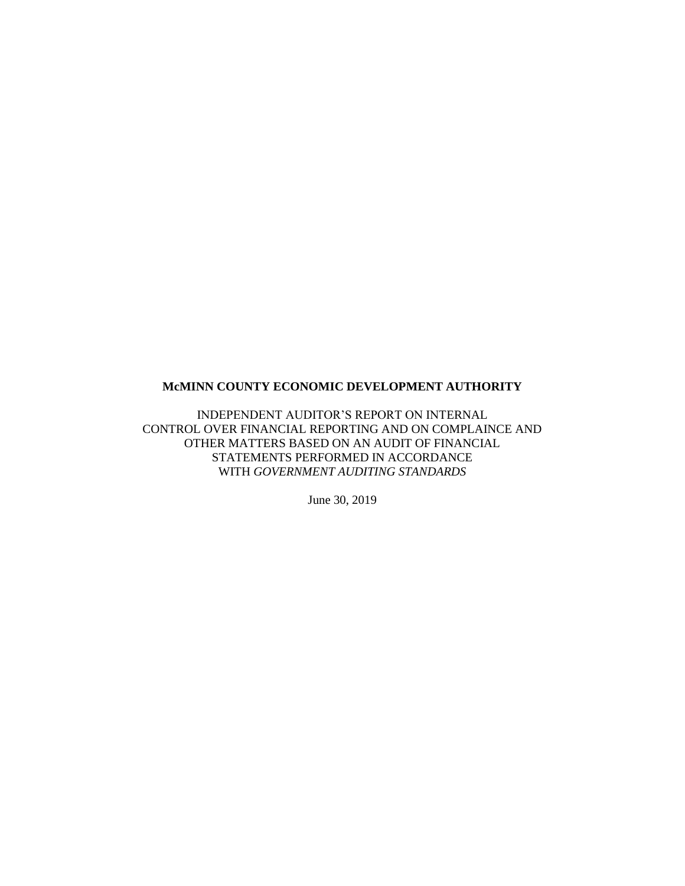**McMINN COUNTY ECONOMIC DEVELOPMENT AUTHORITY**

INDEPENDENT AUDITOR'S REPORT ON INTERNAL CONTROL OVER FINANCIAL REPORTING AND ON COMPLAINCE AND OTHER MATTERS BASED ON AN AUDIT OF FINANCIAL STATEMENTS PERFORMED IN ACCORDANCE WITH *GOVERNMENT AUDITING STANDARDS*

June 30, 2019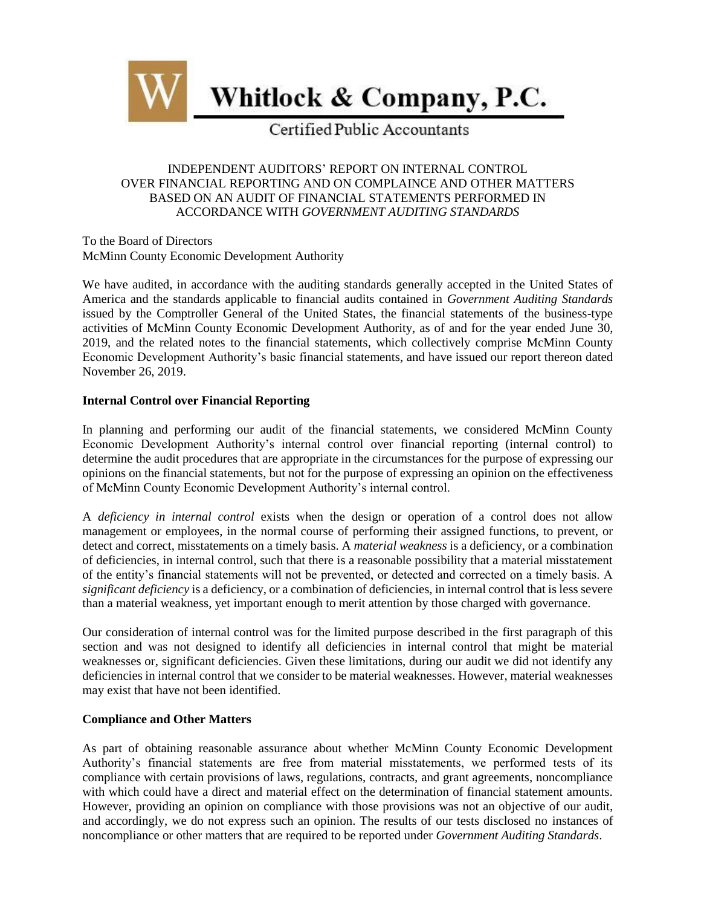# Whitlock & Company, P.C.

Certified Public Accountants

## INDEPENDENT AUDITORS' REPORT ON INTERNAL CONTROL OVER FINANCIAL REPORTING AND ON COMPLAINCE AND OTHER MATTERS BASED ON AN AUDIT OF FINANCIAL STATEMENTS PERFORMED IN ACCORDANCE WITH *GOVERNMENT AUDITING STANDARDS*

To the Board of Directors
McMinn County Economic Development Authority

We have audited, in accordance with the auditing standards generally accepted in the United States of America and the standards applicable to financial audits contained in *Government Auditing Standards* issued by the Comptroller General of the United States, the financial statements of the business-type activities of McMinn County Economic Development Authority, as of and for the year ended June 30, 2019, and the related notes to the financial statements, which collectively comprise McMinn County Economic Development Authority's basic financial statements, and have issued our report thereon dated November 26, 2019.

**Internal Control over Financial Reporting**

In planning and performing our audit of the financial statements, we considered McMinn County Economic Development Authority's internal control over financial reporting (internal control) to determine the audit procedures that are appropriate in the circumstances for the purpose of expressing our opinions on the financial statements, but not for the purpose of expressing an opinion on the effectiveness of McMinn County Economic Development Authority's internal control.

A *deficiency in internal control* exists when the design or operation of a control does not allow management or employees, in the normal course of performing their assigned functions, to prevent, or detect and correct, misstatements on a timely basis. A *material weakness* is a deficiency, or a combination of deficiencies, in internal control, such that there is a reasonable possibility that a material misstatement of the entity's financial statements will not be prevented, or detected and corrected on a timely basis. A *significant deficiency* is a deficiency, or a combination of deficiencies, in internal control that is less severe than a material weakness, yet important enough to merit attention by those charged with governance.

Our consideration of internal control was for the limited purpose described in the first paragraph of this section and was not designed to identify all deficiencies in internal control that might be material weaknesses or, significant deficiencies. Given these limitations, during our audit we did not identify any deficiencies in internal control that we consider to be material weaknesses. However, material weaknesses may exist that have not been identified.

**Compliance and Other Matters**

As part of obtaining reasonable assurance about whether McMinn County Economic Development Authority's financial statements are free from material misstatements, we performed tests of its compliance with certain provisions of laws, regulations, contracts, and grant agreements, noncompliance with which could have a direct and material effect on the determination of financial statement amounts. However, providing an opinion on compliance with those provisions was not an objective of our audit, and accordingly, we do not express such an opinion. The results of our tests disclosed no instances of noncompliance or other matters that are required to be reported under *Government Auditing Standards*.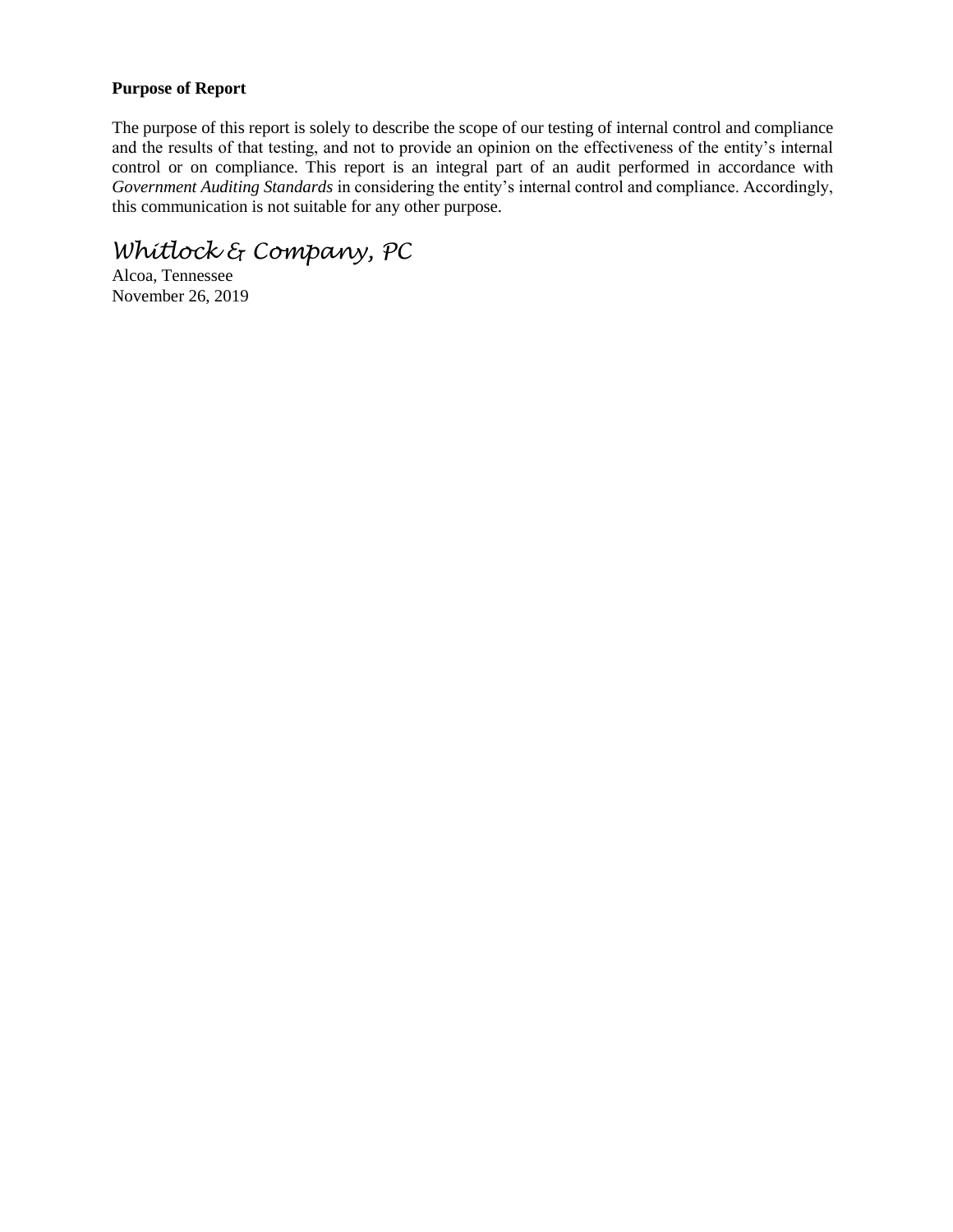**Purpose of Report**

The purpose of this report is solely to describe the scope of our testing of internal control and compliance and the results of that testing, and not to provide an opinion on the effectiveness of the entity's internal control or on compliance. This report is an integral part of an audit performed in accordance with *Government Auditing Standards* in considering the entity's internal control and compliance. Accordingly, this communication is not suitable for any other purpose.

*Whitlock & Company, PC*
Alcoa, Tennessee
November 26, 2019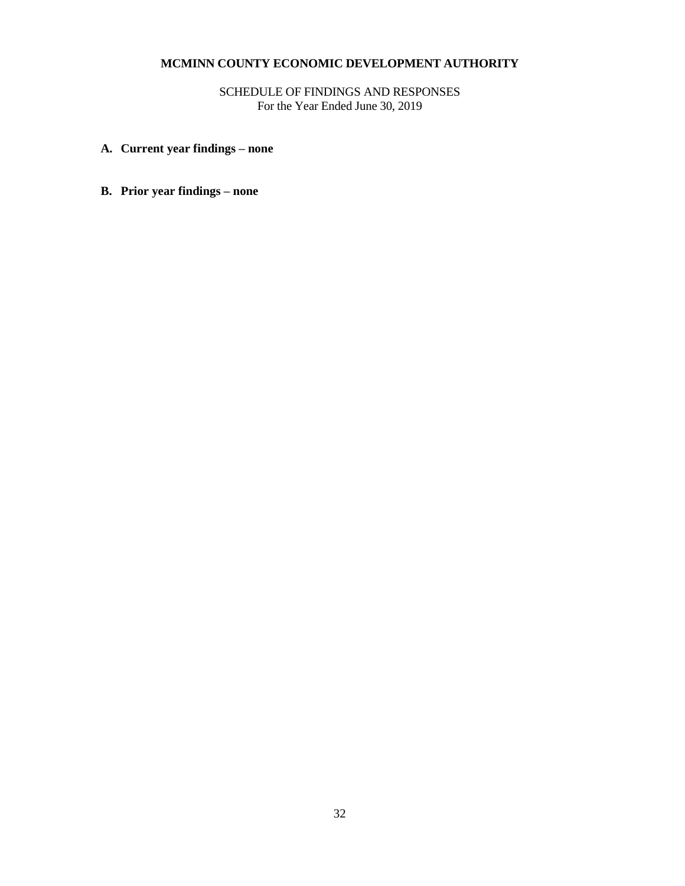# MCMINN COUNTY ECONOMIC DEVELOPMENT AUTHORITY

SCHEDULE OF FINDINGS AND RESPONSES
For the Year Ended June 30, 2019

**A. Current year findings – none**

**B. Prior year findings – none**